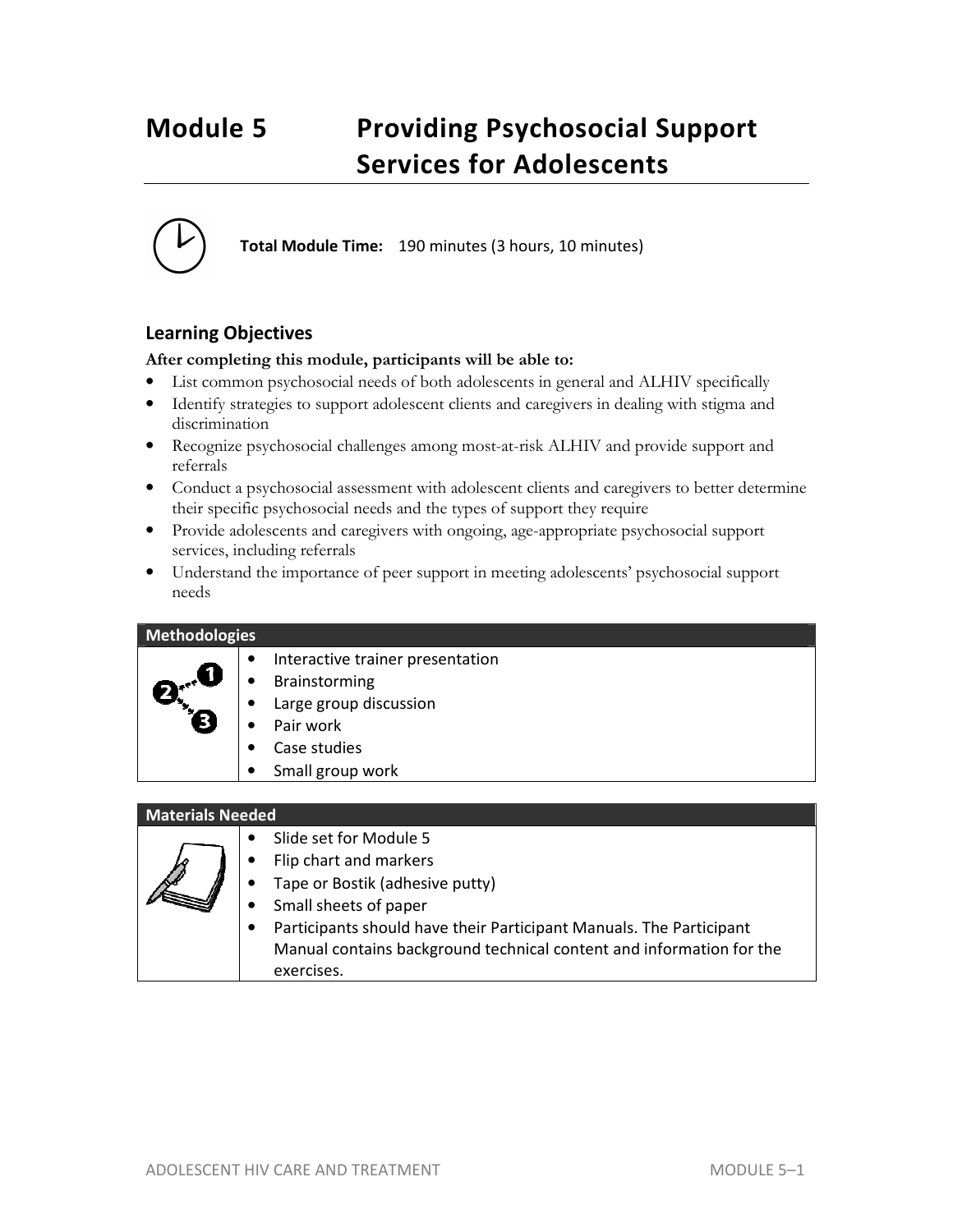# Module 5 Providing Psychosocial Support Services for Adolescents

**Total Module Time:** 190 minutes (3 hours, 10 minutes)

## Learning Objectives

**After completing this module, participants will be able to:**

- List common psychosocial needs of both adolescents in general and ALHIV specifically
- Identify strategies to support adolescent clients and caregivers in dealing with stigma and discrimination
- Recognize psychosocial challenges among most-at-risk ALHIV and provide support and referrals
- Conduct a psychosocial assessment with adolescent clients and caregivers to better determine their specific psychosocial needs and the types of support they require
- Provide adolescents and caregivers with ongoing, age-appropriate psychosocial support services, including referrals
- Understand the importance of peer support in meeting adolescents' psychosocial support needs

| Methodologies |
| --- |
| • Interactive trainer presentation<br>• Brainstorming<br>• Large group discussion<br>• Pair work<br>• Case studies<br>• Small group work |

| Materials Needed |
| --- |
| • Slide set for Module 5<br>• Flip chart and markers<br>• Tape or Bostik (adhesive putty)<br>• Small sheets of paper<br>• Participants should have their Participant Manuals. The Participant Manual contains background technical content and information for the exercises. |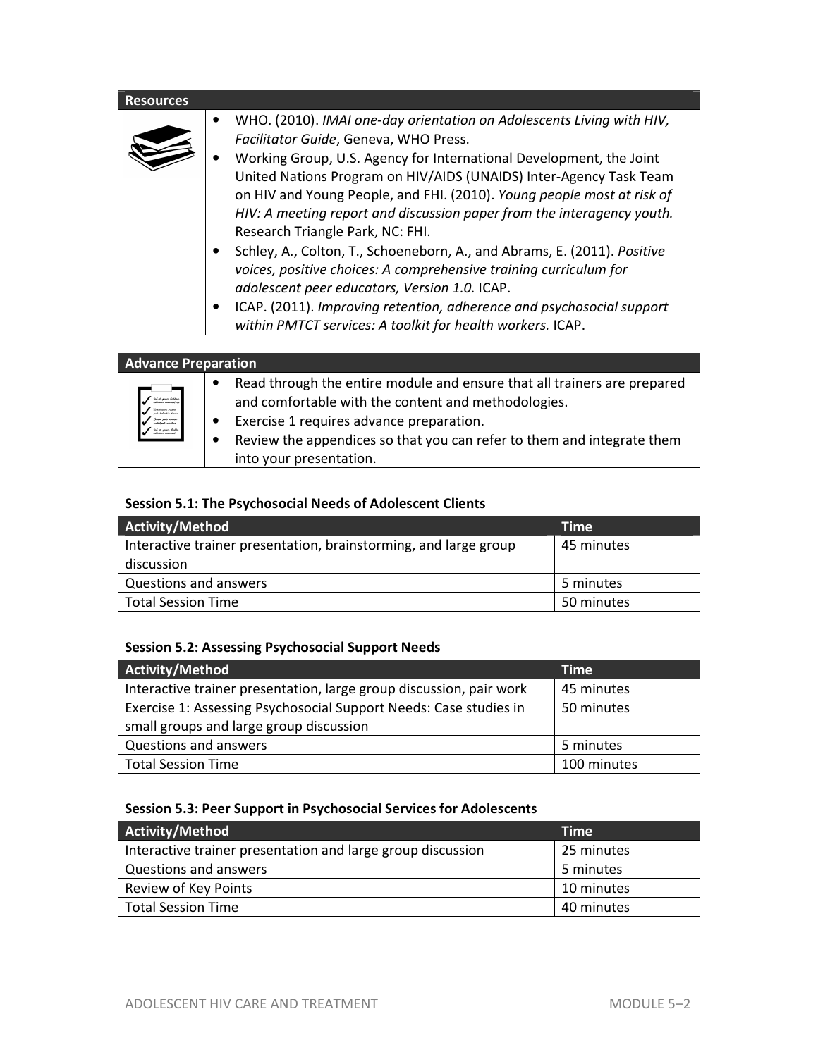**Resources**

- WHO. (2010). *IMAI one-day orientation on Adolescents Living with HIV, Facilitator Guide*, Geneva, WHO Press.
- Working Group, U.S. Agency for International Development, the Joint United Nations Program on HIV/AIDS (UNAIDS) Inter-Agency Task Team on HIV and Young People, and FHI. (2010). *Young people most at risk of HIV: A meeting report and discussion paper from the interagency youth.* Research Triangle Park, NC: FHI.
- Schley, A., Colton, T., Schoeneborn, A., and Abrams, E. (2011). *Positive voices, positive choices: A comprehensive training curriculum for adolescent peer educators, Version 1.0.* ICAP.
- ICAP. (2011). *Improving retention, adherence and psychosocial support within PMTCT services: A toolkit for health workers.* ICAP.

**Advance Preparation**

- Read through the entire module and ensure that all trainers are prepared and comfortable with the content and methodologies.
- Exercise 1 requires advance preparation.
- Review the appendices so that you can refer to them and integrate them into your presentation.

**Session 5.1: The Psychosocial Needs of Adolescent Clients**

| Activity/Method | Time |
|---|---|
| Interactive trainer presentation, brainstorming, and large group discussion | 45 minutes |
| Questions and answers | 5 minutes |
| Total Session Time | 50 minutes |

**Session 5.2: Assessing Psychosocial Support Needs**

| Activity/Method | Time |
|---|---|
| Interactive trainer presentation, large group discussion, pair work | 45 minutes |
| Exercise 1: Assessing Psychosocial Support Needs: Case studies in small groups and large group discussion | 50 minutes |
| Questions and answers | 5 minutes |
| Total Session Time | 100 minutes |

**Session 5.3: Peer Support in Psychosocial Services for Adolescents**

| Activity/Method | Time |
|---|---|
| Interactive trainer presentation and large group discussion | 25 minutes |
| Questions and answers | 5 minutes |
| Review of Key Points | 10 minutes |
| Total Session Time | 40 minutes |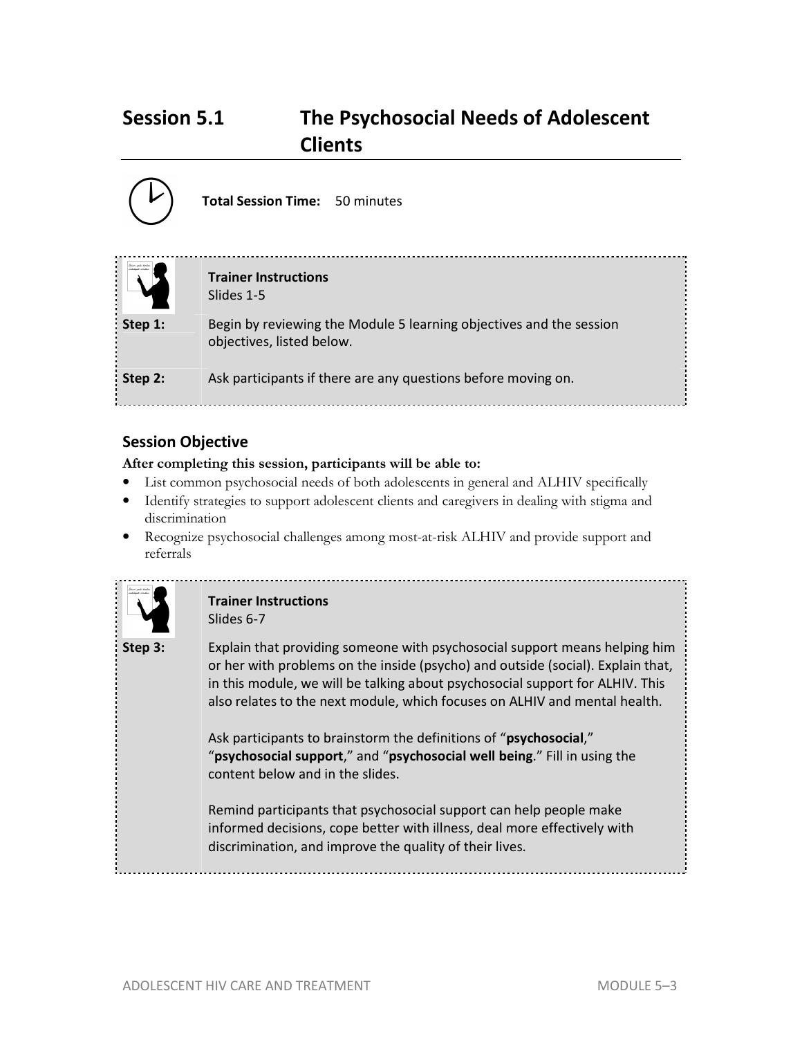# Session 5.1 The Psychosocial Needs of Adolescent Clients

**Total Session Time:** 50 minutes

**Trainer Instructions**
Slides 1-5

**Step 1:** Begin by reviewing the Module 5 learning objectives and the session objectives, listed below.

**Step 2:** Ask participants if there are any questions before moving on.

## Session Objective

**After completing this session, participants will be able to:**

- List common psychosocial needs of both adolescents in general and ALHIV specifically
- Identify strategies to support adolescent clients and caregivers in dealing with stigma and discrimination
- Recognize psychosocial challenges among most-at-risk ALHIV and provide support and referrals

**Trainer Instructions**
Slides 6-7

**Step 3:** Explain that providing someone with psychosocial support means helping him or her with problems on the inside (psycho) and outside (social). Explain that, in this module, we will be talking about psychosocial support for ALHIV. This also relates to the next module, which focuses on ALHIV and mental health.

Ask participants to brainstorm the definitions of "**psychosocial**," "**psychosocial support**," and "**psychosocial well being**." Fill in using the content below and in the slides.

Remind participants that psychosocial support can help people make informed decisions, cope better with illness, deal more effectively with discrimination, and improve the quality of their lives.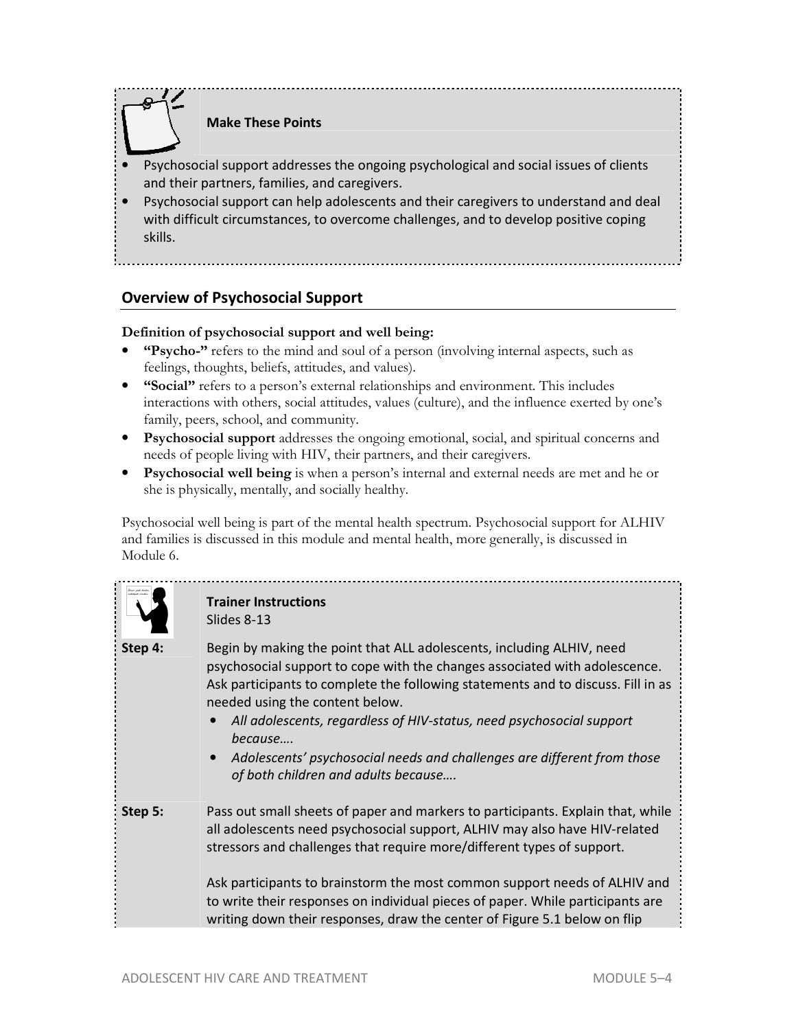**Make These Points**

- Psychosocial support addresses the ongoing psychological and social issues of clients and their partners, families, and caregivers.
- Psychosocial support can help adolescents and their caregivers to understand and deal with difficult circumstances, to overcome challenges, and to develop positive coping skills.

## Overview of Psychosocial Support

**Definition of psychosocial support and well being:**

- **"Psycho-"** refers to the mind and soul of a person (involving internal aspects, such as feelings, thoughts, beliefs, attitudes, and values).
- **"Social"** refers to a person's external relationships and environment. This includes interactions with others, social attitudes, values (culture), and the influence exerted by one's family, peers, school, and community.
- **Psychosocial support** addresses the ongoing emotional, social, and spiritual concerns and needs of people living with HIV, their partners, and their caregivers.
- **Psychosocial well being** is when a person's internal and external needs are met and he or she is physically, mentally, and socially healthy.

Psychosocial well being is part of the mental health spectrum. Psychosocial support for ALHIV and families is discussed in this module and mental health, more generally, is discussed in Module 6.

**Trainer Instructions**
Slides 8-13

**Step 4:** Begin by making the point that ALL adolescents, including ALHIV, need psychosocial support to cope with the changes associated with adolescence. Ask participants to complete the following statements and to discuss. Fill in as needed using the content below.

- *All adolescents, regardless of HIV-status, need psychosocial support because….*
- *Adolescents' psychosocial needs and challenges are different from those of both children and adults because….*

**Step 5:** Pass out small sheets of paper and markers to participants. Explain that, while all adolescents need psychosocial support, ALHIV may also have HIV-related stressors and challenges that require more/different types of support.

Ask participants to brainstorm the most common support needs of ALHIV and to write their responses on individual pieces of paper. While participants are writing down their responses, draw the center of Figure 5.1 below on flip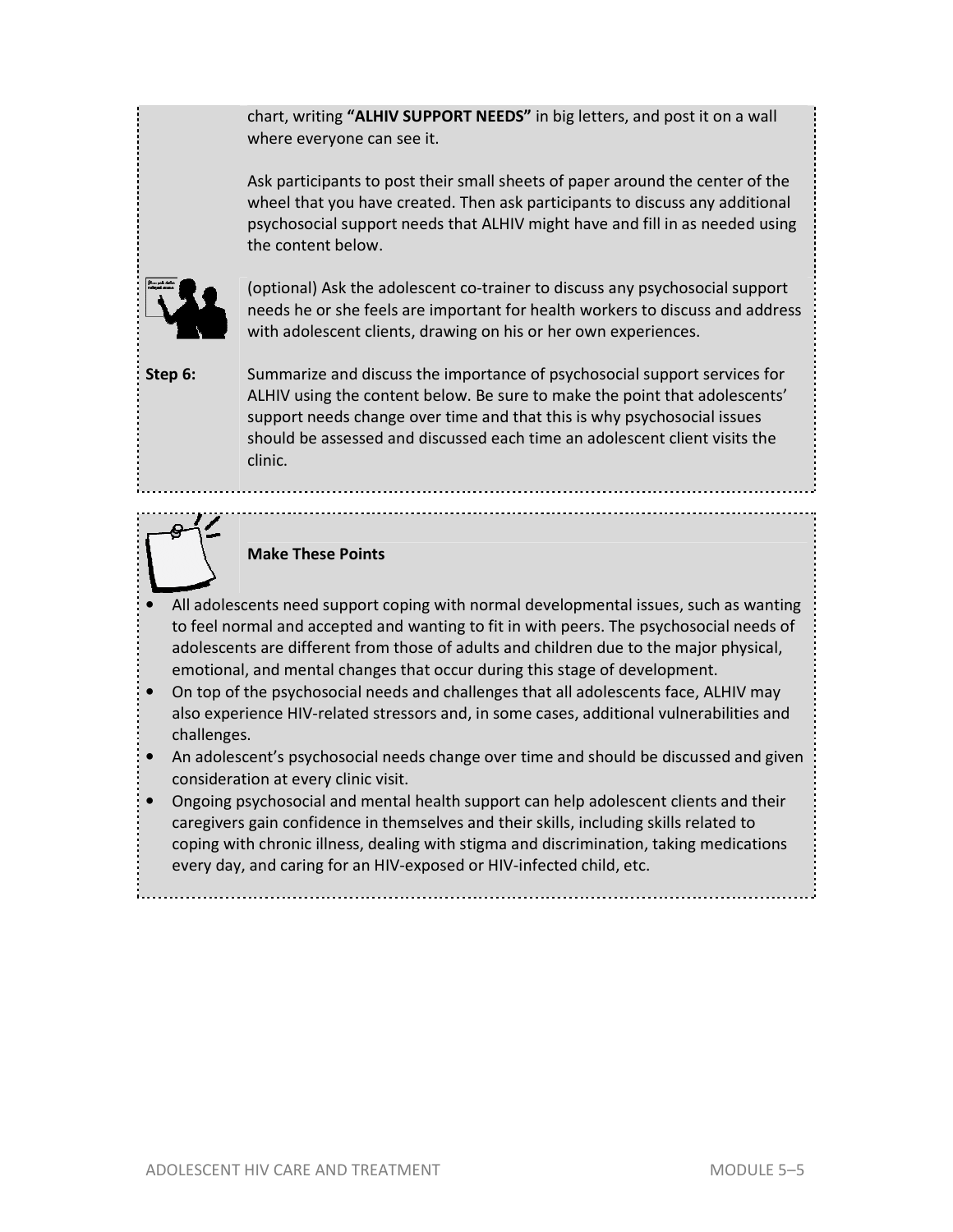chart, writing **"ALHIV SUPPORT NEEDS"** in big letters, and post it on a wall where everyone can see it.

Ask participants to post their small sheets of paper around the center of the wheel that you have created. Then ask participants to discuss any additional psychosocial support needs that ALHIV might have and fill in as needed using the content below.

(optional) Ask the adolescent co-trainer to discuss any psychosocial support needs he or she feels are important for health workers to discuss and address with adolescent clients, drawing on his or her own experiences.

**Step 6:** Summarize and discuss the importance of psychosocial support services for ALHIV using the content below. Be sure to make the point that adolescents' support needs change over time and that this is why psychosocial issues should be assessed and discussed each time an adolescent client visits the clinic.

**Make These Points**

- All adolescents need support coping with normal developmental issues, such as wanting to feel normal and accepted and wanting to fit in with peers. The psychosocial needs of adolescents are different from those of adults and children due to the major physical, emotional, and mental changes that occur during this stage of development.
- On top of the psychosocial needs and challenges that all adolescents face, ALHIV may also experience HIV-related stressors and, in some cases, additional vulnerabilities and challenges.
- An adolescent's psychosocial needs change over time and should be discussed and given consideration at every clinic visit.
- Ongoing psychosocial and mental health support can help adolescent clients and their caregivers gain confidence in themselves and their skills, including skills related to coping with chronic illness, dealing with stigma and discrimination, taking medications every day, and caring for an HIV-exposed or HIV-infected child, etc.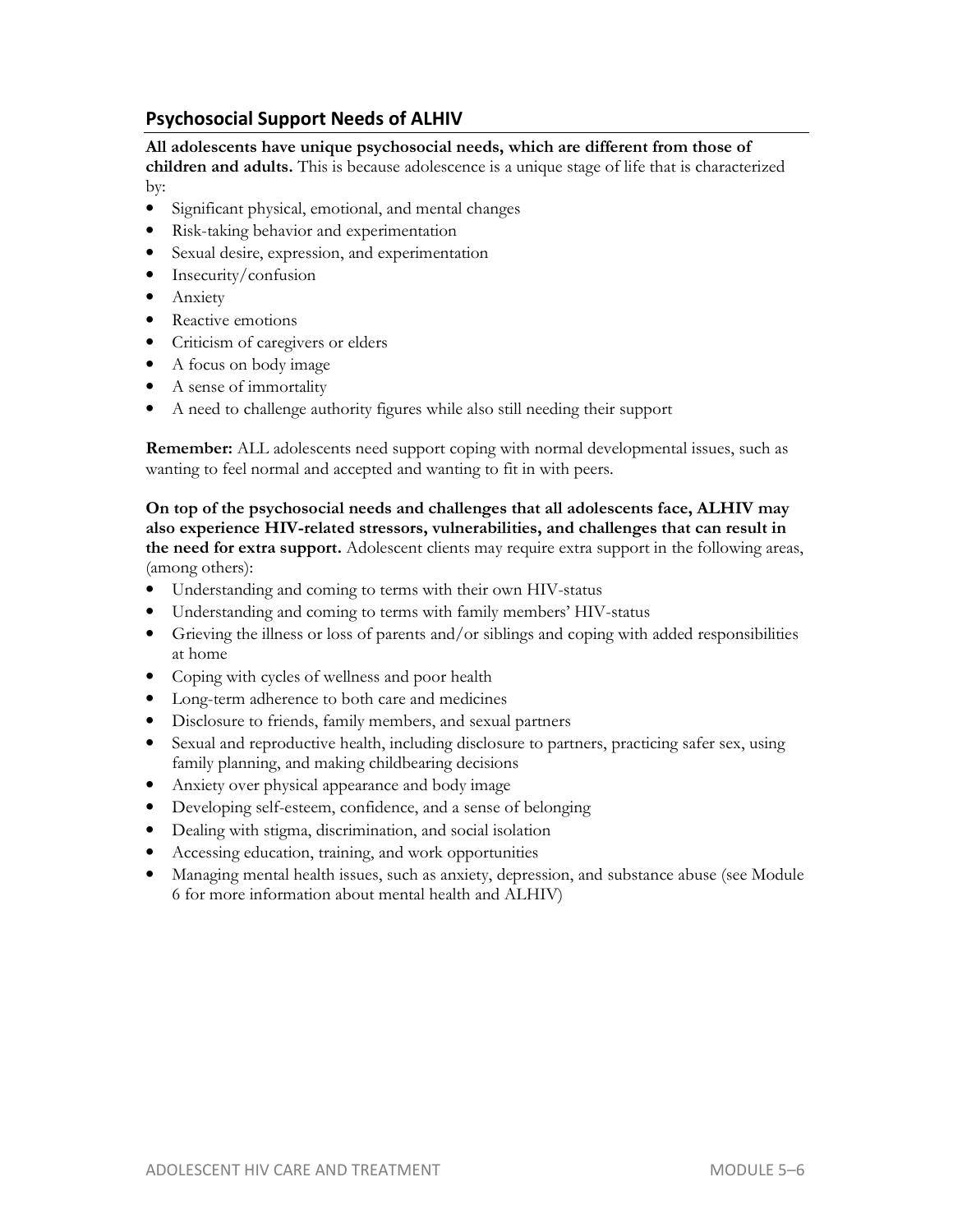## Psychosocial Support Needs of ALHIV

**All adolescents have unique psychosocial needs, which are different from those of children and adults.** This is because adolescence is a unique stage of life that is characterized by:

- Significant physical, emotional, and mental changes
- Risk-taking behavior and experimentation
- Sexual desire, expression, and experimentation
- Insecurity/confusion
- Anxiety
- Reactive emotions
- Criticism of caregivers or elders
- A focus on body image
- A sense of immortality
- A need to challenge authority figures while also still needing their support

**Remember:** ALL adolescents need support coping with normal developmental issues, such as wanting to feel normal and accepted and wanting to fit in with peers.

**On top of the psychosocial needs and challenges that all adolescents face, ALHIV may also experience HIV-related stressors, vulnerabilities, and challenges that can result in the need for extra support.** Adolescent clients may require extra support in the following areas, (among others):

- Understanding and coming to terms with their own HIV-status
- Understanding and coming to terms with family members' HIV-status
- Grieving the illness or loss of parents and/or siblings and coping with added responsibilities at home
- Coping with cycles of wellness and poor health
- Long-term adherence to both care and medicines
- Disclosure to friends, family members, and sexual partners
- Sexual and reproductive health, including disclosure to partners, practicing safer sex, using family planning, and making childbearing decisions
- Anxiety over physical appearance and body image
- Developing self-esteem, confidence, and a sense of belonging
- Dealing with stigma, discrimination, and social isolation
- Accessing education, training, and work opportunities
- Managing mental health issues, such as anxiety, depression, and substance abuse (see Module 6 for more information about mental health and ALHIV)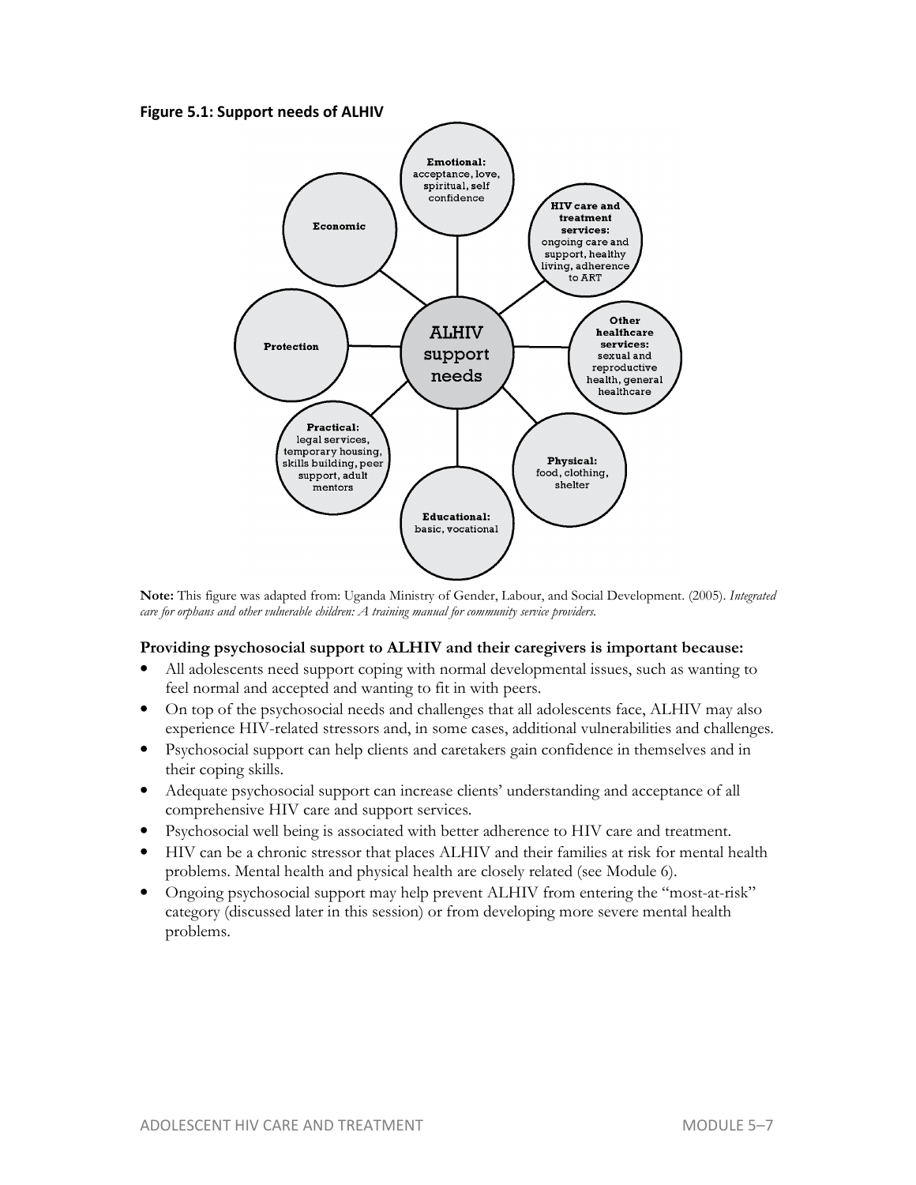**Figure 5.1: Support needs of ALHIV**

**ALHIV support needs**

- **Emotional:** acceptance, love, spiritual, self confidence
- **HIV care and treatment services:** ongoing care and support, healthy living, adherence to ART
- **Other healthcare services:** sexual and reproductive health, general healthcare
- **Physical:** food, clothing, shelter
- **Educational:** basic, vocational
- **Practical:** legal services, temporary housing, skills building, peer support, adult mentors
- **Protection**
- **Economic**

**Note:** This figure was adapted from: Uganda Ministry of Gender, Labour, and Social Development. (2005). *Integrated care for orphans and other vulnerable children: A training manual for community service providers.*

**Providing psychosocial support to ALHIV and their caregivers is important because:**

- All adolescents need support coping with normal developmental issues, such as wanting to feel normal and accepted and wanting to fit in with peers.
- On top of the psychosocial needs and challenges that all adolescents face, ALHIV may also experience HIV-related stressors and, in some cases, additional vulnerabilities and challenges.
- Psychosocial support can help clients and caretakers gain confidence in themselves and in their coping skills.
- Adequate psychosocial support can increase clients' understanding and acceptance of all comprehensive HIV care and support services.
- Psychosocial well being is associated with better adherence to HIV care and treatment.
- HIV can be a chronic stressor that places ALHIV and their families at risk for mental health problems. Mental health and physical health are closely related (see Module 6).
- Ongoing psychosocial support may help prevent ALHIV from entering the "most-at-risk" category (discussed later in this session) or from developing more severe mental health problems.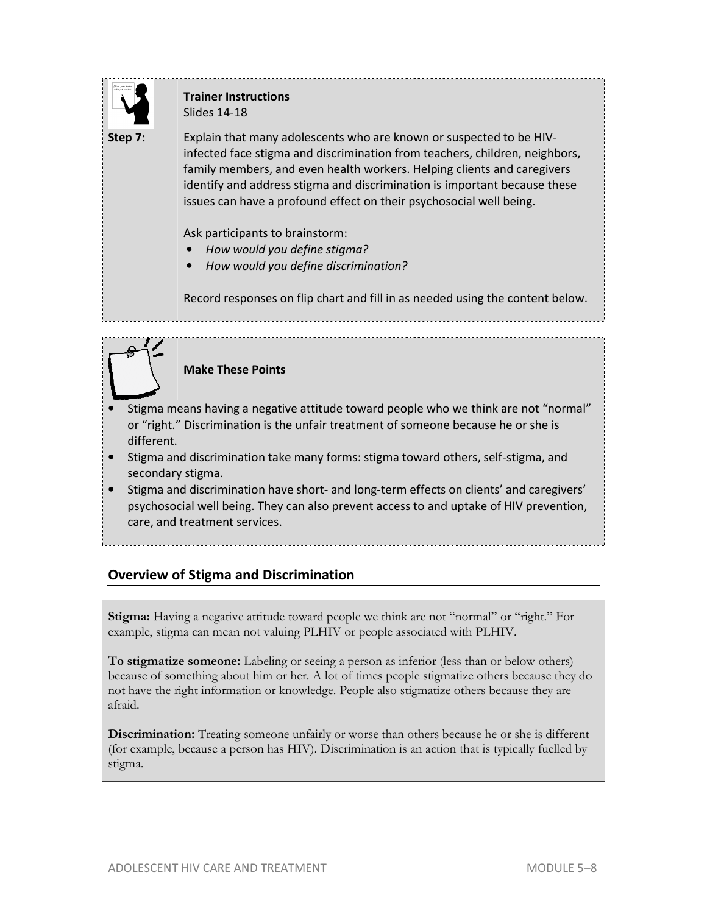**Trainer Instructions**
Slides 14-18

**Step 7:** Explain that many adolescents who are known or suspected to be HIV-infected face stigma and discrimination from teachers, children, neighbors, family members, and even health workers. Helping clients and caregivers identify and address stigma and discrimination is important because these issues can have a profound effect on their psychosocial well being.

Ask participants to brainstorm:

- *How would you define stigma?*
- *How would you define discrimination?*

Record responses on flip chart and fill in as needed using the content below.

**Make These Points**

- Stigma means having a negative attitude toward people who we think are not "normal" or "right." Discrimination is the unfair treatment of someone because he or she is different.
- Stigma and discrimination take many forms: stigma toward others, self-stigma, and secondary stigma.
- Stigma and discrimination have short- and long-term effects on clients' and caregivers' psychosocial well being. They can also prevent access to and uptake of HIV prevention, care, and treatment services.

## Overview of Stigma and Discrimination

**Stigma:** Having a negative attitude toward people we think are not "normal" or "right." For example, stigma can mean not valuing PLHIV or people associated with PLHIV.

**To stigmatize someone:** Labeling or seeing a person as inferior (less than or below others) because of something about him or her. A lot of times people stigmatize others because they do not have the right information or knowledge. People also stigmatize others because they are afraid.

**Discrimination:** Treating someone unfairly or worse than others because he or she is different (for example, because a person has HIV). Discrimination is an action that is typically fuelled by stigma.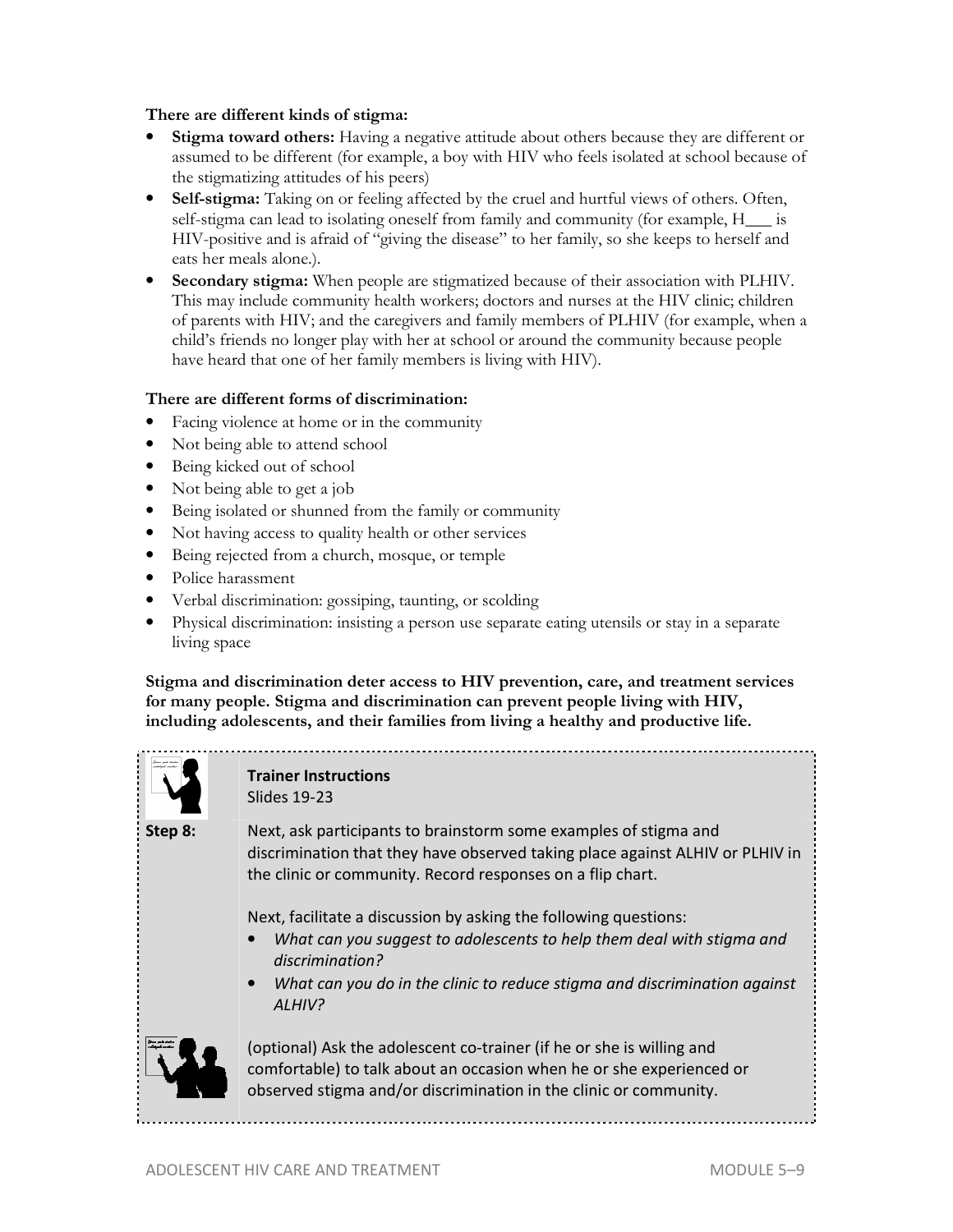**There are different kinds of stigma:**

- **Stigma toward others:** Having a negative attitude about others because they are different or assumed to be different (for example, a boy with HIV who feels isolated at school because of the stigmatizing attitudes of his peers)
- **Self-stigma:** Taking on or feeling affected by the cruel and hurtful views of others. Often, self-stigma can lead to isolating oneself from family and community (for example, H___ is HIV-positive and is afraid of "giving the disease" to her family, so she keeps to herself and eats her meals alone.).
- **Secondary stigma:** When people are stigmatized because of their association with PLHIV. This may include community health workers; doctors and nurses at the HIV clinic; children of parents with HIV; and the caregivers and family members of PLHIV (for example, when a child's friends no longer play with her at school or around the community because people have heard that one of her family members is living with HIV).

**There are different forms of discrimination:**

- Facing violence at home or in the community
- Not being able to attend school
- Being kicked out of school
- Not being able to get a job
- Being isolated or shunned from the family or community
- Not having access to quality health or other services
- Being rejected from a church, mosque, or temple
- Police harassment
- Verbal discrimination: gossiping, taunting, or scolding
- Physical discrimination: insisting a person use separate eating utensils or stay in a separate living space

**Stigma and discrimination deter access to HIV prevention, care, and treatment services for many people. Stigma and discrimination can prevent people living with HIV, including adolescents, and their families from living a healthy and productive life.**

**Trainer Instructions**
Slides 19-23

**Step 8:** Next, ask participants to brainstorm some examples of stigma and discrimination that they have observed taking place against ALHIV or PLHIV in the clinic or community. Record responses on a flip chart.

Next, facilitate a discussion by asking the following questions:

- *What can you suggest to adolescents to help them deal with stigma and discrimination?*
- *What can you do in the clinic to reduce stigma and discrimination against ALHIV?*

(optional) Ask the adolescent co-trainer (if he or she is willing and comfortable) to talk about an occasion when he or she experienced or observed stigma and/or discrimination in the clinic or community.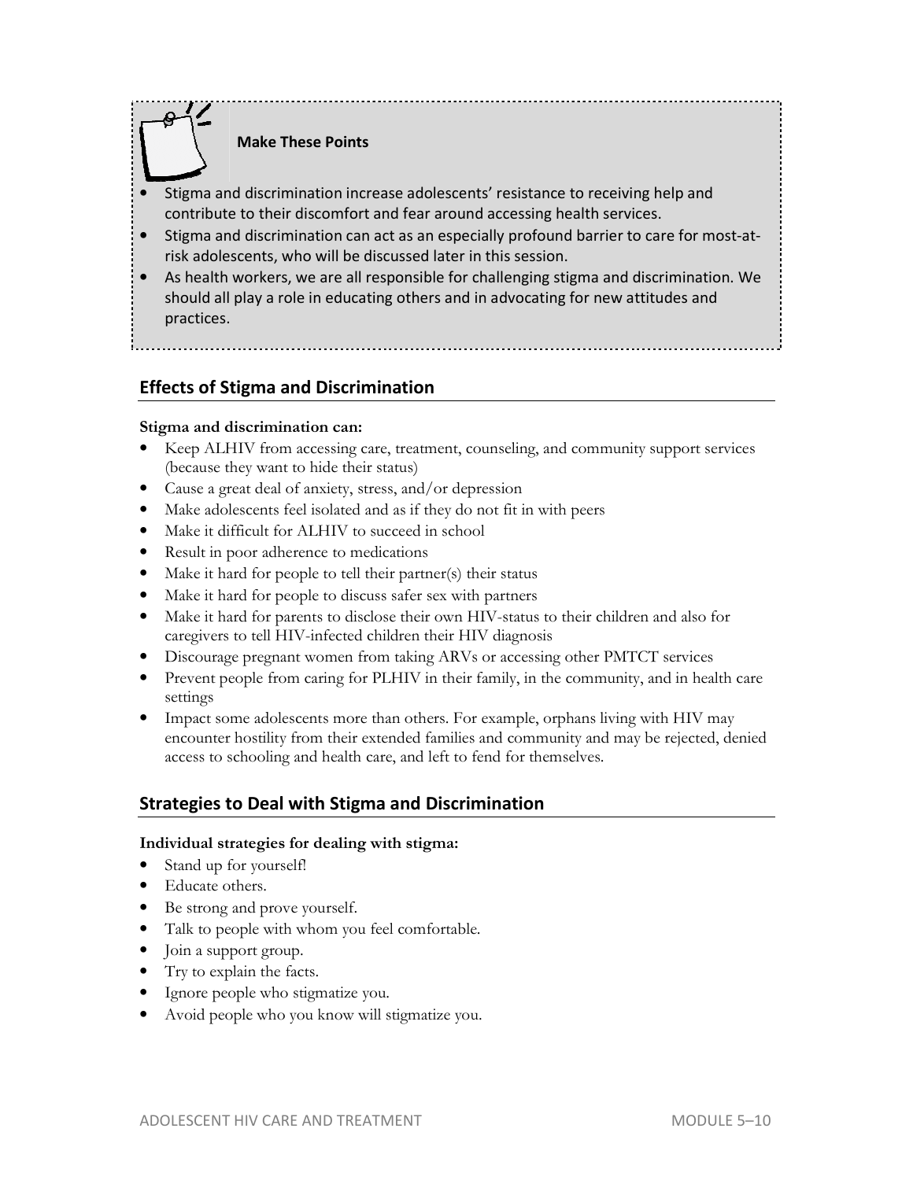**Make These Points**

- Stigma and discrimination increase adolescents' resistance to receiving help and contribute to their discomfort and fear around accessing health services.
- Stigma and discrimination can act as an especially profound barrier to care for most-at-risk adolescents, who will be discussed later in this session.
- As health workers, we are all responsible for challenging stigma and discrimination. We should all play a role in educating others and in advocating for new attitudes and practices.

## Effects of Stigma and Discrimination

**Stigma and discrimination can:**

- Keep ALHIV from accessing care, treatment, counseling, and community support services (because they want to hide their status)
- Cause a great deal of anxiety, stress, and/or depression
- Make adolescents feel isolated and as if they do not fit in with peers
- Make it difficult for ALHIV to succeed in school
- Result in poor adherence to medications
- Make it hard for people to tell their partner(s) their status
- Make it hard for people to discuss safer sex with partners
- Make it hard for parents to disclose their own HIV-status to their children and also for caregivers to tell HIV-infected children their HIV diagnosis
- Discourage pregnant women from taking ARVs or accessing other PMTCT services
- Prevent people from caring for PLHIV in their family, in the community, and in health care settings
- Impact some adolescents more than others. For example, orphans living with HIV may encounter hostility from their extended families and community and may be rejected, denied access to schooling and health care, and left to fend for themselves.

## Strategies to Deal with Stigma and Discrimination

**Individual strategies for dealing with stigma:**

- Stand up for yourself!
- Educate others.
- Be strong and prove yourself.
- Talk to people with whom you feel comfortable.
- Join a support group.
- Try to explain the facts.
- Ignore people who stigmatize you.
- Avoid people who you know will stigmatize you.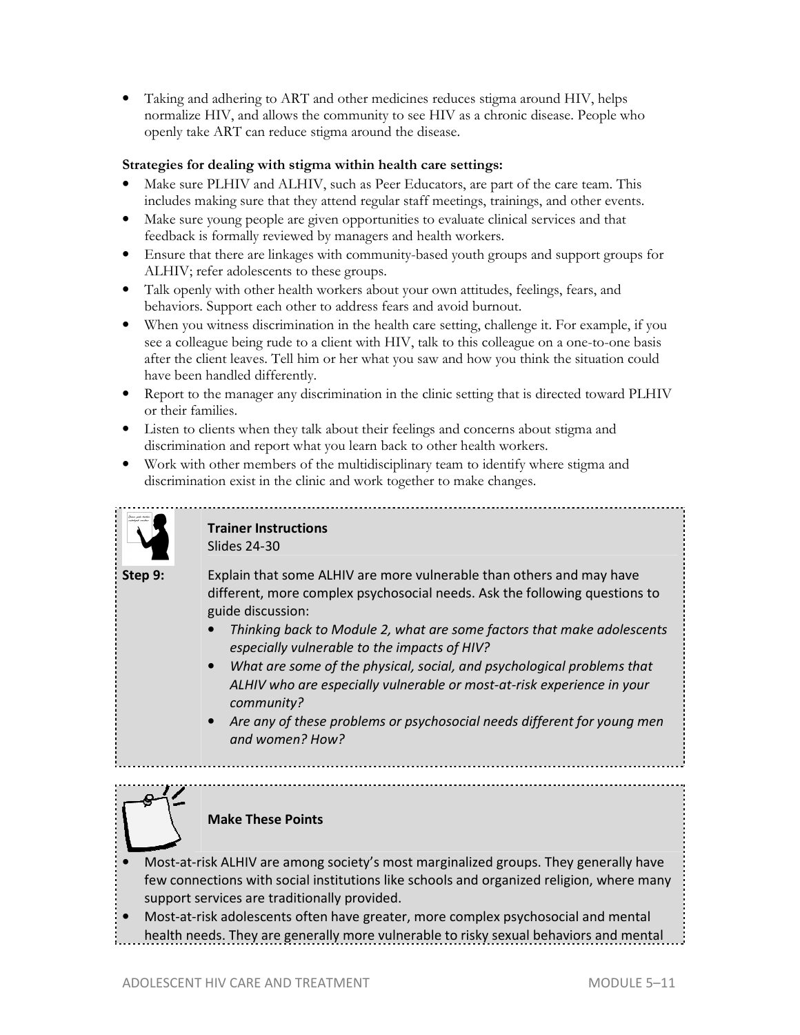- Taking and adhering to ART and other medicines reduces stigma around HIV, helps normalize HIV, and allows the community to see HIV as a chronic disease. People who openly take ART can reduce stigma around the disease.

**Strategies for dealing with stigma within health care settings:**

- Make sure PLHIV and ALHIV, such as Peer Educators, are part of the care team. This includes making sure that they attend regular staff meetings, trainings, and other events.
- Make sure young people are given opportunities to evaluate clinical services and that feedback is formally reviewed by managers and health workers.
- Ensure that there are linkages with community-based youth groups and support groups for ALHIV; refer adolescents to these groups.
- Talk openly with other health workers about your own attitudes, feelings, fears, and behaviors. Support each other to address fears and avoid burnout.
- When you witness discrimination in the health care setting, challenge it. For example, if you see a colleague being rude to a client with HIV, talk to this colleague on a one-to-one basis after the client leaves. Tell him or her what you saw and how you think the situation could have been handled differently.
- Report to the manager any discrimination in the clinic setting that is directed toward PLHIV or their families.
- Listen to clients when they talk about their feelings and concerns about stigma and discrimination and report what you learn back to other health workers.
- Work with other members of the multidisciplinary team to identify where stigma and discrimination exist in the clinic and work together to make changes.

**Trainer Instructions**
Slides 24-30

**Step 9:** Explain that some ALHIV are more vulnerable than others and may have different, more complex psychosocial needs. Ask the following questions to guide discussion:

- *Thinking back to Module 2, what are some factors that make adolescents especially vulnerable to the impacts of HIV?*
- *What are some of the physical, social, and psychological problems that ALHIV who are especially vulnerable or most-at-risk experience in your community?*
- *Are any of these problems or psychosocial needs different for young men and women? How?*

**Make These Points**

- Most-at-risk ALHIV are among society's most marginalized groups. They generally have few connections with social institutions like schools and organized religion, where many support services are traditionally provided.
- Most-at-risk adolescents often have greater, more complex psychosocial and mental health needs. They are generally more vulnerable to risky sexual behaviors and mental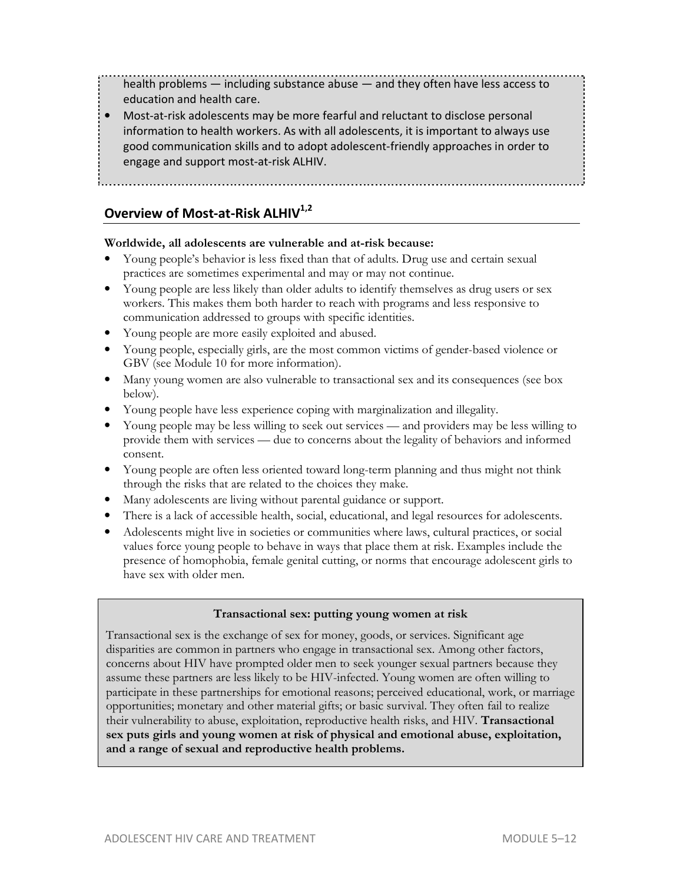health problems — including substance abuse — and they often have less access to education and health care.

- Most-at-risk adolescents may be more fearful and reluctant to disclose personal information to health workers. As with all adolescents, it is important to always use good communication skills and to adopt adolescent-friendly approaches in order to engage and support most-at-risk ALHIV.

## Overview of Most-at-Risk ALHIV[1,2]

**Worldwide, all adolescents are vulnerable and at-risk because:**

- Young people's behavior is less fixed than that of adults. Drug use and certain sexual practices are sometimes experimental and may or may not continue.
- Young people are less likely than older adults to identify themselves as drug users or sex workers. This makes them both harder to reach with programs and less responsive to communication addressed to groups with specific identities.
- Young people are more easily exploited and abused.
- Young people, especially girls, are the most common victims of gender-based violence or GBV (see Module 10 for more information).
- Many young women are also vulnerable to transactional sex and its consequences (see box below).
- Young people have less experience coping with marginalization and illegality.
- Young people may be less willing to seek out services — and providers may be less willing to provide them with services — due to concerns about the legality of behaviors and informed consent.
- Young people are often less oriented toward long-term planning and thus might not think through the risks that are related to the choices they make.
- Many adolescents are living without parental guidance or support.
- There is a lack of accessible health, social, educational, and legal resources for adolescents.
- Adolescents might live in societies or communities where laws, cultural practices, or social values force young people to behave in ways that place them at risk. Examples include the presence of homophobia, female genital cutting, or norms that encourage adolescent girls to have sex with older men.

**Transactional sex: putting young women at risk**

Transactional sex is the exchange of sex for money, goods, or services. Significant age disparities are common in partners who engage in transactional sex. Among other factors, concerns about HIV have prompted older men to seek younger sexual partners because they assume these partners are less likely to be HIV-infected. Young women are often willing to participate in these partnerships for emotional reasons; perceived educational, work, or marriage opportunities; monetary and other material gifts; or basic survival. They often fail to realize their vulnerability to abuse, exploitation, reproductive health risks, and HIV. **Transactional sex puts girls and young women at risk of physical and emotional abuse, exploitation, and a range of sexual and reproductive health problems.**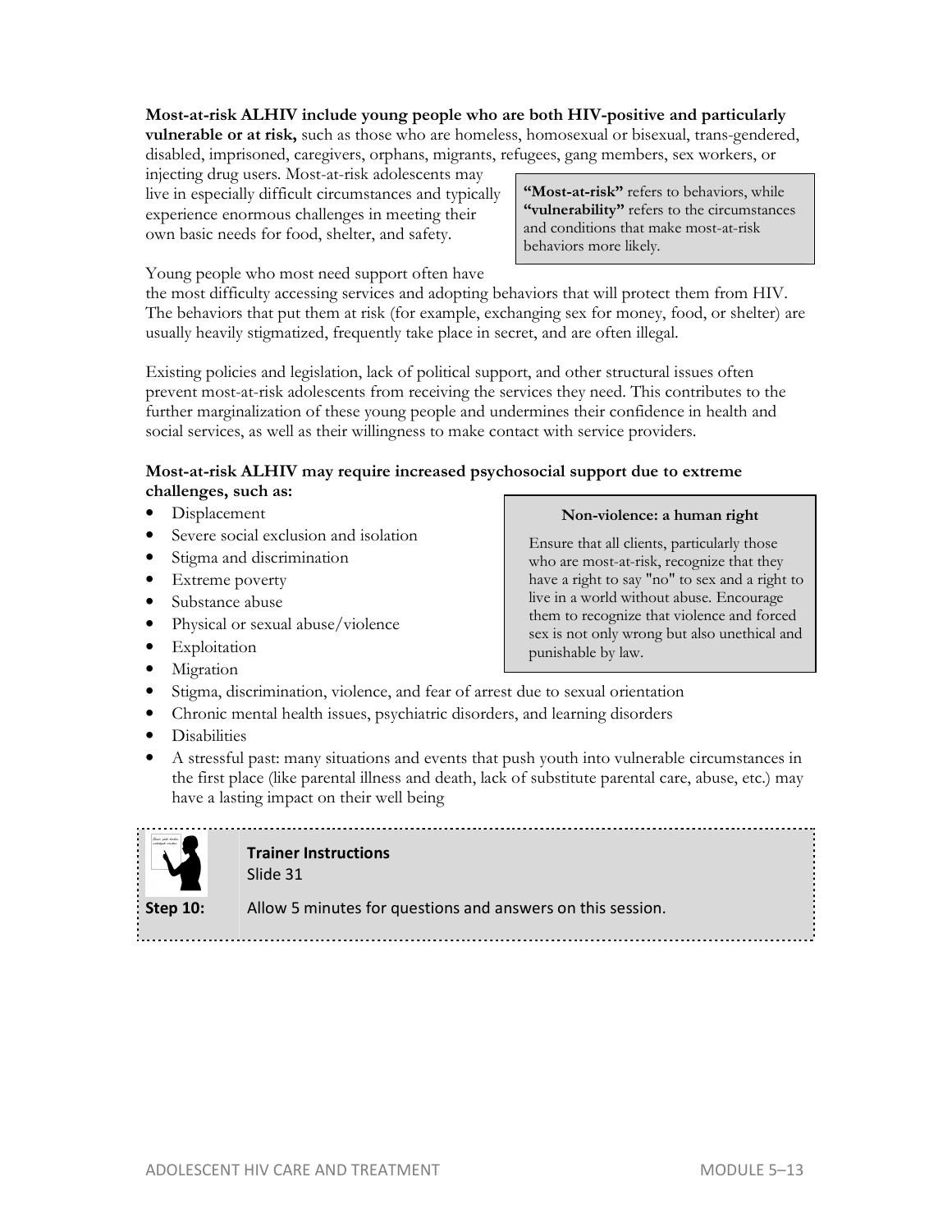**Most-at-risk ALHIV include young people who are both HIV-positive and particularly vulnerable or at risk,** such as those who are homeless, homosexual or bisexual, trans-gendered, disabled, imprisoned, caregivers, orphans, migrants, refugees, gang members, sex workers, or injecting drug users. Most-at-risk adolescents may live in especially difficult circumstances and typically experience enormous challenges in meeting their own basic needs for food, shelter, and safety.

> **"Most-at-risk"** refers to behaviors, while **"vulnerability"** refers to the circumstances and conditions that make most-at-risk behaviors more likely.

Young people who most need support often have the most difficulty accessing services and adopting behaviors that will protect them from HIV. The behaviors that put them at risk (for example, exchanging sex for money, food, or shelter) are usually heavily stigmatized, frequently take place in secret, and are often illegal.

Existing policies and legislation, lack of political support, and other structural issues often prevent most-at-risk adolescents from receiving the services they need. This contributes to the further marginalization of these young people and undermines their confidence in health and social services, as well as their willingness to make contact with service providers.

**Most-at-risk ALHIV may require increased psychosocial support due to extreme challenges, such as:**

- Displacement
- Severe social exclusion and isolation
- Stigma and discrimination
- Extreme poverty
- Substance abuse
- Physical or sexual abuse/violence
- Exploitation
- Migration
- Stigma, discrimination, violence, and fear of arrest due to sexual orientation
- Chronic mental health issues, psychiatric disorders, and learning disorders
- Disabilities
- A stressful past: many situations and events that push youth into vulnerable circumstances in the first place (like parental illness and death, lack of substitute parental care, abuse, etc.) may have a lasting impact on their well being

> **Non-violence: a human right**
>
> Ensure that all clients, particularly those who are most-at-risk, recognize that they have a right to say "no" to sex and a right to live in a world without abuse. Encourage them to recognize that violence and forced sex is not only wrong but also unethical and punishable by law.

**Trainer Instructions**
Slide 31

**Step 10:** Allow 5 minutes for questions and answers on this session.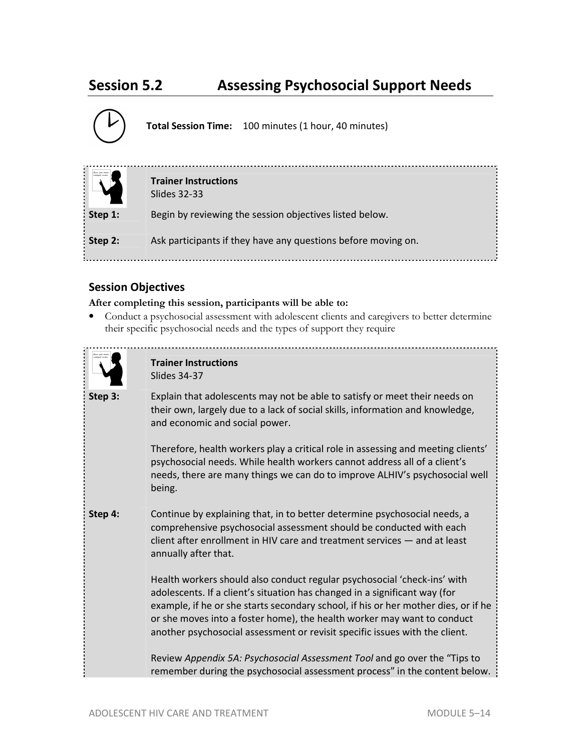## Session 5.2 Assessing Psychosocial Support Needs

**Total Session Time:** 100 minutes (1 hour, 40 minutes)

**Trainer Instructions**
Slides 32-33

**Step 1:** Begin by reviewing the session objectives listed below.

**Step 2:** Ask participants if they have any questions before moving on.

### Session Objectives

**After completing this session, participants will be able to:**

- Conduct a psychosocial assessment with adolescent clients and caregivers to better determine their specific psychosocial needs and the types of support they require

**Trainer Instructions**
Slides 34-37

**Step 3:** Explain that adolescents may not be able to satisfy or meet their needs on their own, largely due to a lack of social skills, information and knowledge, and economic and social power.

Therefore, health workers play a critical role in assessing and meeting clients' psychosocial needs. While health workers cannot address all of a client's needs, there are many things we can do to improve ALHIV's psychosocial well being.

**Step 4:** Continue by explaining that, in to better determine psychosocial needs, a comprehensive psychosocial assessment should be conducted with each client after enrollment in HIV care and treatment services — and at least annually after that.

Health workers should also conduct regular psychosocial 'check-ins' with adolescents. If a client's situation has changed in a significant way (for example, if he or she starts secondary school, if his or her mother dies, or if he or she moves into a foster home), the health worker may want to conduct another psychosocial assessment or revisit specific issues with the client.

Review *Appendix 5A: Psychosocial Assessment Tool* and go over the "Tips to remember during the psychosocial assessment process" in the content below.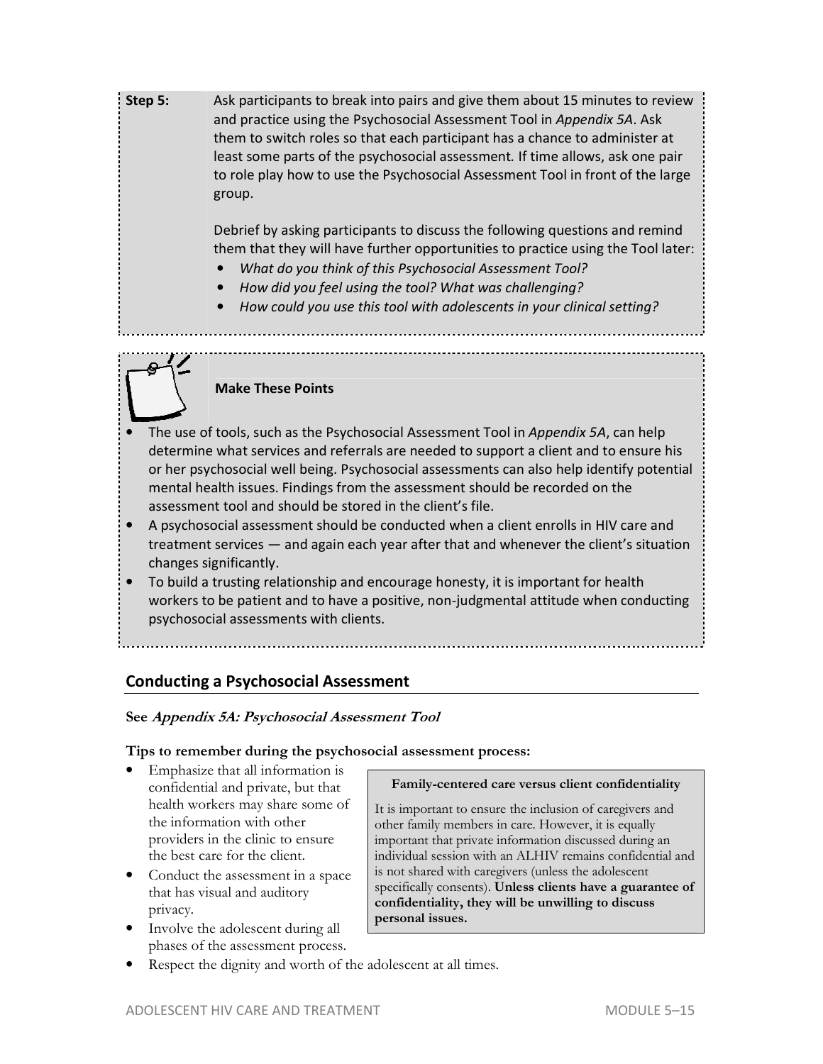**Step 5:** Ask participants to break into pairs and give them about 15 minutes to review and practice using the Psychosocial Assessment Tool in *Appendix 5A*. Ask them to switch roles so that each participant has a chance to administer at least some parts of the psychosocial assessment. If time allows, ask one pair to role play how to use the Psychosocial Assessment Tool in front of the large group.

Debrief by asking participants to discuss the following questions and remind them that they will have further opportunities to practice using the Tool later:

- *What do you think of this Psychosocial Assessment Tool?*
- *How did you feel using the tool? What was challenging?*
- *How could you use this tool with adolescents in your clinical setting?*

**Make These Points**

- The use of tools, such as the Psychosocial Assessment Tool in *Appendix 5A*, can help determine what services and referrals are needed to support a client and to ensure his or her psychosocial well being. Psychosocial assessments can also help identify potential mental health issues. Findings from the assessment should be recorded on the assessment tool and should be stored in the client's file.
- A psychosocial assessment should be conducted when a client enrolls in HIV care and treatment services — and again each year after that and whenever the client's situation changes significantly.
- To build a trusting relationship and encourage honesty, it is important for health workers to be patient and to have a positive, non-judgmental attitude when conducting psychosocial assessments with clients.

## Conducting a Psychosocial Assessment

**See *Appendix 5A: Psychosocial Assessment Tool***

**Tips to remember during the psychosocial assessment process:**

- Emphasize that all information is confidential and private, but that health workers may share some of the information with other providers in the clinic to ensure the best care for the client.
- Conduct the assessment in a space that has visual and auditory privacy.
- Involve the adolescent during all phases of the assessment process.
- Respect the dignity and worth of the adolescent at all times.

**Family-centered care versus client confidentiality**

It is important to ensure the inclusion of caregivers and other family members in care. However, it is equally important that private information discussed during an individual session with an ALHIV remains confidential and is not shared with caregivers (unless the adolescent specifically consents). **Unless clients have a guarantee of confidentiality, they will be unwilling to discuss personal issues.**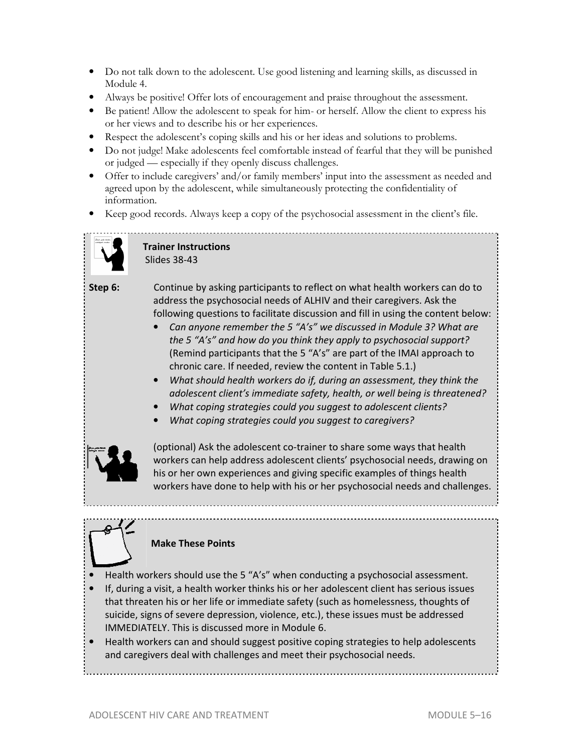- Do not talk down to the adolescent. Use good listening and learning skills, as discussed in Module 4.
- Always be positive! Offer lots of encouragement and praise throughout the assessment.
- Be patient! Allow the adolescent to speak for him- or herself. Allow the client to express his or her views and to describe his or her experiences.
- Respect the adolescent's coping skills and his or her ideas and solutions to problems.
- Do not judge! Make adolescents feel comfortable instead of fearful that they will be punished or judged — especially if they openly discuss challenges.
- Offer to include caregivers' and/or family members' input into the assessment as needed and agreed upon by the adolescent, while simultaneously protecting the confidentiality of information.
- Keep good records. Always keep a copy of the psychosocial assessment in the client's file.

**Trainer Instructions**
Slides 38-43

**Step 6:** Continue by asking participants to reflect on what health workers can do to address the psychosocial needs of ALHIV and their caregivers. Ask the following questions to facilitate discussion and fill in using the content below:

- *Can anyone remember the 5 "A's" we discussed in Module 3? What are the 5 "A's" and how do you think they apply to psychosocial support?* (Remind participants that the 5 "A's" are part of the IMAI approach to chronic care. If needed, review the content in Table 5.1.)
- *What should health workers do if, during an assessment, they think the adolescent client's immediate safety, health, or well being is threatened?*
- *What coping strategies could you suggest to adolescent clients?*
- *What coping strategies could you suggest to caregivers?*

(optional) Ask the adolescent co-trainer to share some ways that health workers can help address adolescent clients' psychosocial needs, drawing on his or her own experiences and giving specific examples of things health workers have done to help with his or her psychosocial needs and challenges.

**Make These Points**

- Health workers should use the 5 "A's" when conducting a psychosocial assessment.
- If, during a visit, a health worker thinks his or her adolescent client has serious issues that threaten his or her life or immediate safety (such as homelessness, thoughts of suicide, signs of severe depression, violence, etc.), these issues must be addressed IMMEDIATELY. This is discussed more in Module 6.
- Health workers can and should suggest positive coping strategies to help adolescents and caregivers deal with challenges and meet their psychosocial needs.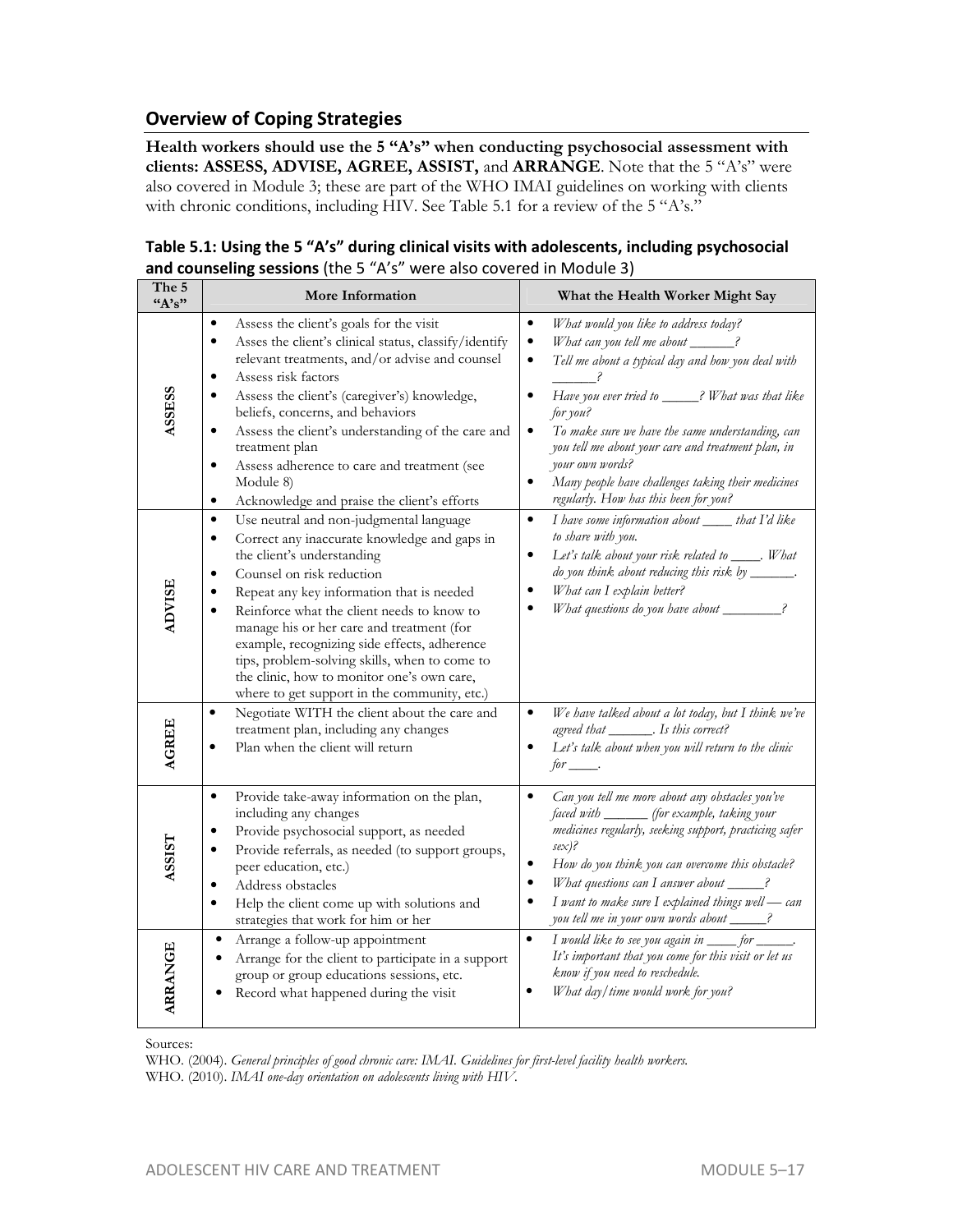## Overview of Coping Strategies

**Health workers should use the 5 "A's" when conducting psychosocial assessment with clients: ASSESS, ADVISE, AGREE, ASSIST,** and **ARRANGE**. Note that the 5 "A's" were also covered in Module 3; these are part of the WHO IMAI guidelines on working with clients with chronic conditions, including HIV. See Table 5.1 for a review of the 5 "A's."

**Table 5.1: Using the 5 "A's" during clinical visits with adolescents, including psychosocial and counseling sessions** (the 5 "A's" were also covered in Module 3)

| The 5 "A's" | More Information | What the Health Worker Might Say |
|---|---|---|
| **ASSESS** | • Assess the client's goals for the visit<br>• Asses the client's clinical status, classify/identify relevant treatments, and/or advise and counsel<br>• Assess risk factors<br>• Assess the client's (caregiver's) knowledge, beliefs, concerns, and behaviors<br>• Assess the client's understanding of the care and treatment plan<br>• Assess adherence to care and treatment (see Module 8)<br>• Acknowledge and praise the client's efforts | • *What would you like to address today?*<br>• *What can you tell me about ______?*<br>• *Tell me about a typical day and how you deal with ______?*<br>• *Have you ever tried to _____? What was that like for you?*<br>• *To make sure we have the same understanding, can you tell me about your care and treatment plan, in your own words?*<br>• *Many people have challenges taking their medicines regularly. How has this been for you?* |
| **ADVISE** | • Use neutral and non-judgmental language<br>• Correct any inaccurate knowledge and gaps in the client's understanding<br>• Counsel on risk reduction<br>• Repeat any key information that is needed<br>• Reinforce what the client needs to know to manage his or her care and treatment (for example, recognizing side effects, adherence tips, problem-solving skills, when to come to the clinic, how to monitor one's own care, where to get support in the community, etc.) | • *I have some information about ____ that I'd like to share with you.*<br>• *Let's talk about your risk related to ____. What do you think about reducing this risk by ______.*<br>• *What can I explain better?*<br>• *What questions do you have about ________?* |
| **AGREE** | • Negotiate WITH the client about the care and treatment plan, including any changes<br>• Plan when the client will return | • *We have talked about a lot today, but I think we've agreed that ______. Is this correct?*<br>• *Let's talk about when you will return to the clinic for ____.* |
| **ASSIST** | • Provide take-away information on the plan, including any changes<br>• Provide psychosocial support, as needed<br>• Provide referrals, as needed (to support groups, peer education, etc.)<br>• Address obstacles<br>• Help the client come up with solutions and strategies that work for him or her | • *Can you tell me more about any obstacles you've faced with ______ (for example, taking your medicines regularly, seeking support, practicing safer sex)?*<br>• *How do you think you can overcome this obstacle?*<br>• *What questions can I answer about _____?*<br>• *I want to make sure I explained things well — can you tell me in your own words about _____?* |
| **ARRANGE** | • Arrange a follow-up appointment<br>• Arrange for the client to participate in a support group or group educations sessions, etc.<br>• Record what happened during the visit | • *I would like to see you again in ____ for _____. It's important that you come for this visit or let us know if you need to reschedule.*<br>• *What day/time would work for you?* |

Sources:

WHO. (2004). *General principles of good chronic care: IMAI. Guidelines for first-level facility health workers.*

WHO. (2010). *IMAI one-day orientation on adolescents living with HIV.*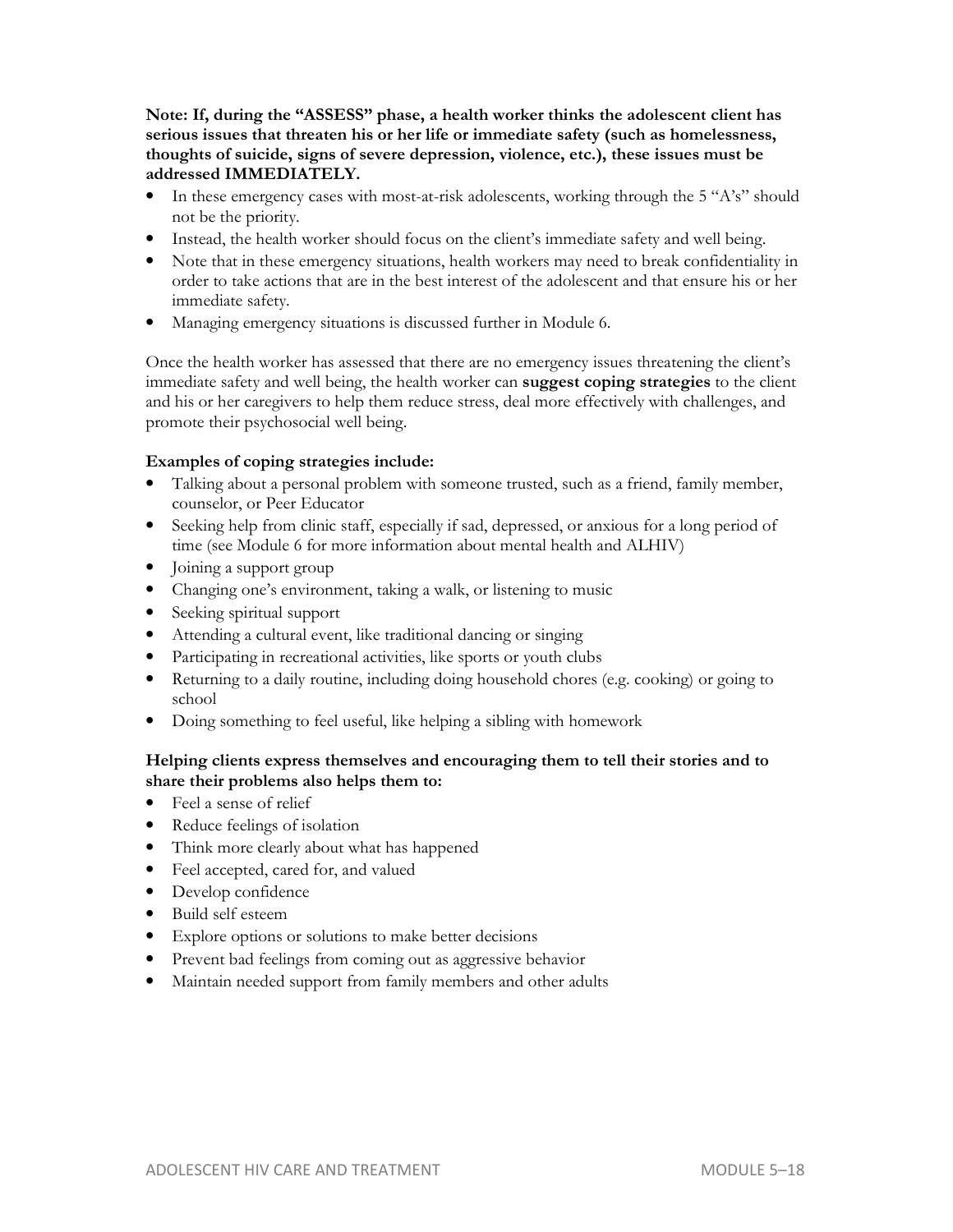**Note: If, during the "ASSESS" phase, a health worker thinks the adolescent client has serious issues that threaten his or her life or immediate safety (such as homelessness, thoughts of suicide, signs of severe depression, violence, etc.), these issues must be addressed IMMEDIATELY.**

- In these emergency cases with most-at-risk adolescents, working through the 5 "A's" should not be the priority.
- Instead, the health worker should focus on the client's immediate safety and well being.
- Note that in these emergency situations, health workers may need to break confidentiality in order to take actions that are in the best interest of the adolescent and that ensure his or her immediate safety.
- Managing emergency situations is discussed further in Module 6.

Once the health worker has assessed that there are no emergency issues threatening the client's immediate safety and well being, the health worker can **suggest coping strategies** to the client and his or her caregivers to help them reduce stress, deal more effectively with challenges, and promote their psychosocial well being.

**Examples of coping strategies include:**

- Talking about a personal problem with someone trusted, such as a friend, family member, counselor, or Peer Educator
- Seeking help from clinic staff, especially if sad, depressed, or anxious for a long period of time (see Module 6 for more information about mental health and ALHIV)
- Joining a support group
- Changing one's environment, taking a walk, or listening to music
- Seeking spiritual support
- Attending a cultural event, like traditional dancing or singing
- Participating in recreational activities, like sports or youth clubs
- Returning to a daily routine, including doing household chores (e.g. cooking) or going to school
- Doing something to feel useful, like helping a sibling with homework

**Helping clients express themselves and encouraging them to tell their stories and to share their problems also helps them to:**

- Feel a sense of relief
- Reduce feelings of isolation
- Think more clearly about what has happened
- Feel accepted, cared for, and valued
- Develop confidence
- Build self esteem
- Explore options or solutions to make better decisions
- Prevent bad feelings from coming out as aggressive behavior
- Maintain needed support from family members and other adults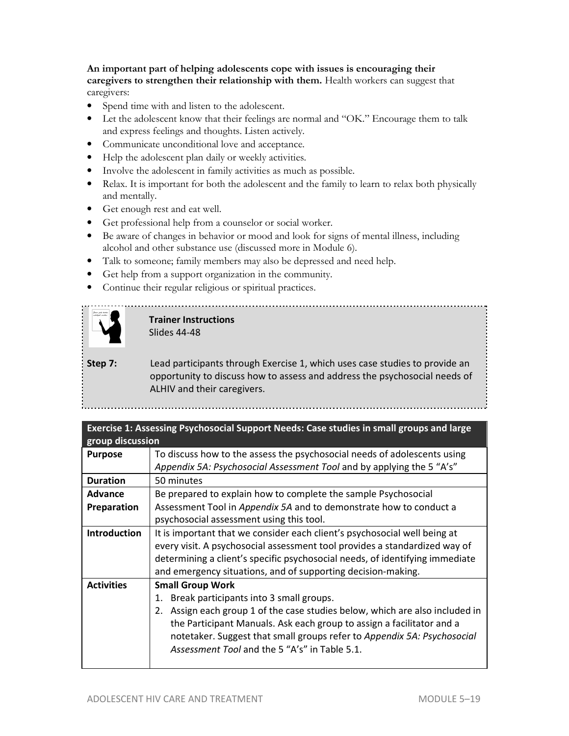**An important part of helping adolescents cope with issues is encouraging their caregivers to strengthen their relationship with them.** Health workers can suggest that caregivers:

- Spend time with and listen to the adolescent.
- Let the adolescent know that their feelings are normal and "OK." Encourage them to talk and express feelings and thoughts. Listen actively.
- Communicate unconditional love and acceptance.
- Help the adolescent plan daily or weekly activities.
- Involve the adolescent in family activities as much as possible.
- Relax. It is important for both the adolescent and the family to learn to relax both physically and mentally.
- Get enough rest and eat well.
- Get professional help from a counselor or social worker.
- Be aware of changes in behavior or mood and look for signs of mental illness, including alcohol and other substance use (discussed more in Module 6).
- Talk to someone; family members may also be depressed and need help.
- Get help from a support organization in the community.
- Continue their regular religious or spiritual practices.

**Trainer Instructions**
Slides 44-48

**Step 7:** Lead participants through Exercise 1, which uses case studies to provide an opportunity to discuss how to assess and address the psychosocial needs of ALHIV and their caregivers.

| Exercise 1: Assessing Psychosocial Support Needs: Case studies in small groups and large group discussion | |
|---|---|
| **Purpose** | To discuss how to the assess the psychosocial needs of adolescents using *Appendix 5A: Psychosocial Assessment Tool* and by applying the 5 "A's" |
| **Duration** | 50 minutes |
| **Advance Preparation** | Be prepared to explain how to complete the sample Psychosocial Assessment Tool in *Appendix 5A* and to demonstrate how to conduct a psychosocial assessment using this tool. |
| **Introduction** | It is important that we consider each client's psychosocial well being at every visit. A psychosocial assessment tool provides a standardized way of determining a client's specific psychosocial needs, of identifying immediate and emergency situations, and of supporting decision-making. |
| **Activities** | **Small Group Work**<br>1. Break participants into 3 small groups.<br>2. Assign each group 1 of the case studies below, which are also included in the Participant Manuals. Ask each group to assign a facilitator and a notetaker. Suggest that small groups refer to *Appendix 5A: Psychosocial Assessment Tool* and the 5 "A's" in Table 5.1. |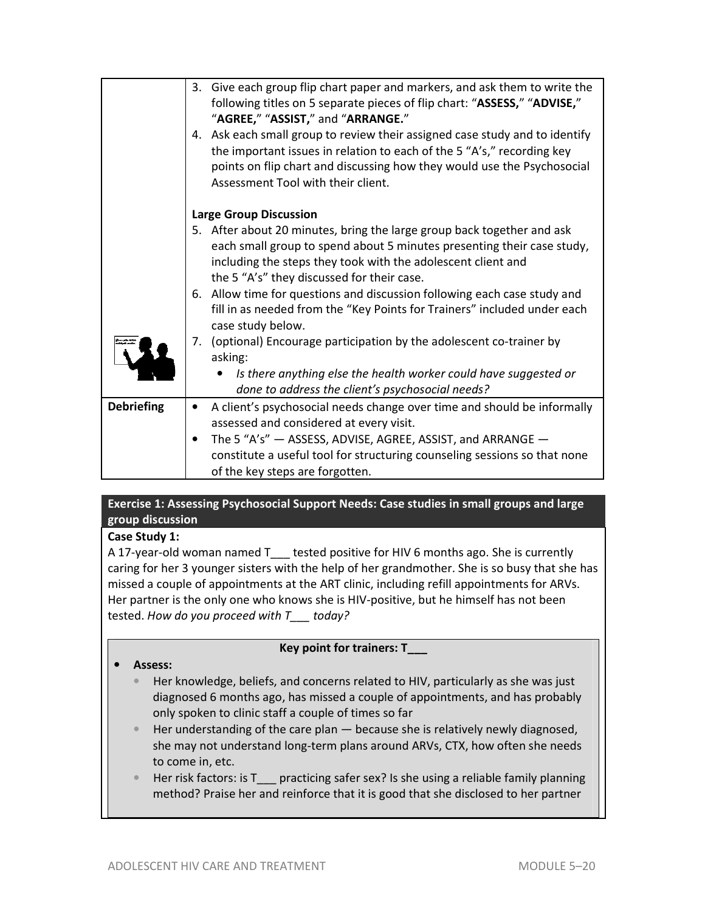| | |
|---|---|
| | 3. Give each group flip chart paper and markers, and ask them to write the following titles on 5 separate pieces of flip chart: "**ASSESS,**" "**ADVISE,**" "**AGREE,**" "**ASSIST,**" and "**ARRANGE.**"<br>4. Ask each small group to review their assigned case study and to identify the important issues in relation to each of the 5 "A's," recording key points on flip chart and discussing how they would use the Psychosocial Assessment Tool with their client.<br><br>**Large Group Discussion**<br>5. After about 20 minutes, bring the large group back together and ask each small group to spend about 5 minutes presenting their case study, including the steps they took with the adolescent client and the 5 "A's" they discussed for their case.<br>6. Allow time for questions and discussion following each case study and fill in as needed from the "Key Points for Trainers" included under each case study below.<br>7. (optional) Encourage participation by the adolescent co-trainer by asking:<br>• *Is there anything else the health worker could have suggested or done to address the client's psychosocial needs?* |
| **Debriefing** | • A client's psychosocial needs change over time and should be informally assessed and considered at every visit.<br>• The 5 "A's" — ASSESS, ADVISE, AGREE, ASSIST, and ARRANGE — constitute a useful tool for structuring counseling sessions so that none of the key steps are forgotten. |

**Exercise 1: Assessing Psychosocial Support Needs: Case studies in small groups and large group discussion**

**Case Study 1:**

A 17-year-old woman named T___ tested positive for HIV 6 months ago. She is currently caring for her 3 younger sisters with the help of her grandmother. She is so busy that she has missed a couple of appointments at the ART clinic, including refill appointments for ARVs. Her partner is the only one who knows she is HIV-positive, but he himself has not been tested. *How do you proceed with T___ today?*

**Key point for trainers: T___**

- **Assess:**
  - Her knowledge, beliefs, and concerns related to HIV, particularly as she was just diagnosed 6 months ago, has missed a couple of appointments, and has probably only spoken to clinic staff a couple of times so far
  - Her understanding of the care plan — because she is relatively newly diagnosed, she may not understand long-term plans around ARVs, CTX, how often she needs to come in, etc.
  - Her risk factors: is T___ practicing safer sex? Is she using a reliable family planning method? Praise her and reinforce that it is good that she disclosed to her partner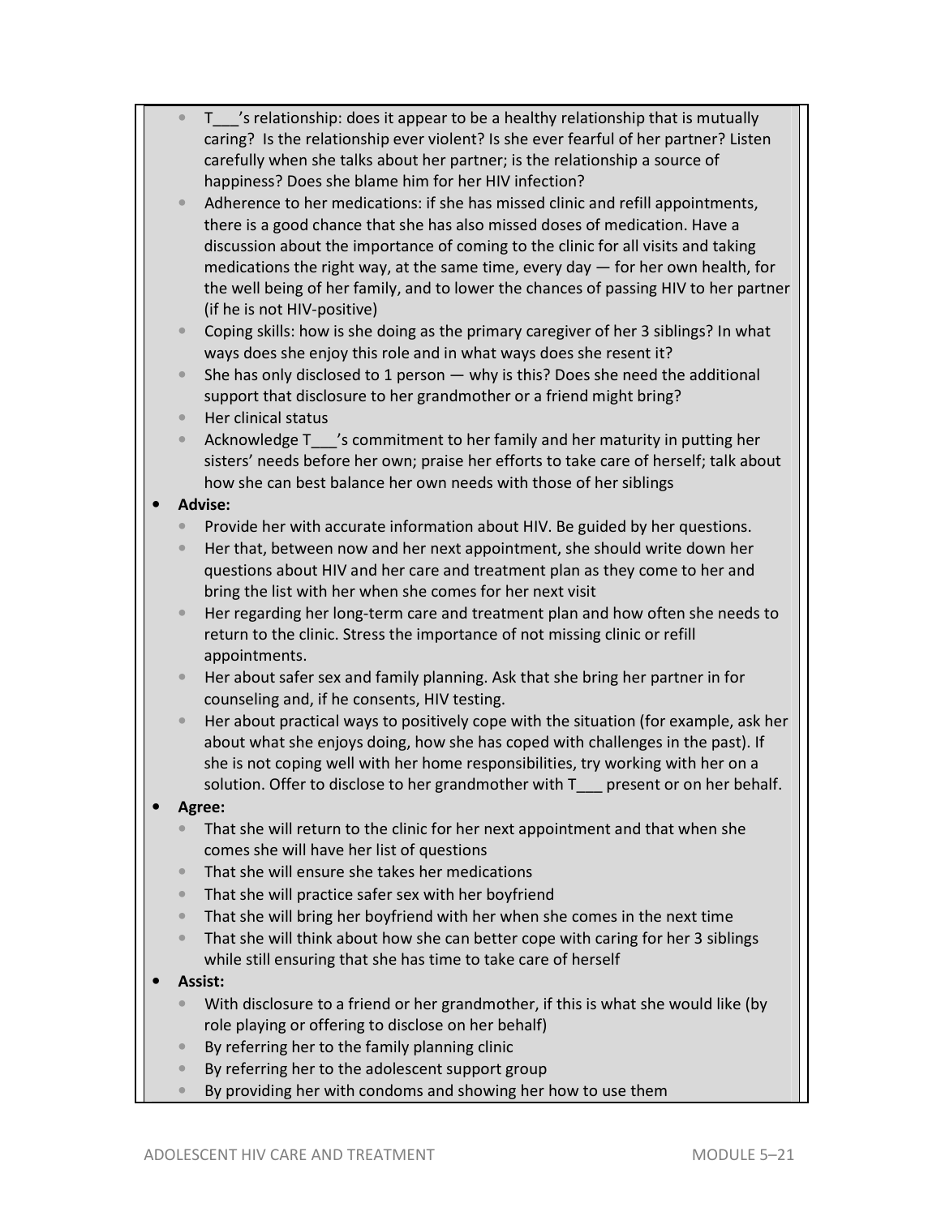- T___'s relationship: does it appear to be a healthy relationship that is mutually caring? Is the relationship ever violent? Is she ever fearful of her partner? Listen carefully when she talks about her partner; is the relationship a source of happiness? Does she blame him for her HIV infection?
  - Adherence to her medications: if she has missed clinic and refill appointments, there is a good chance that she has also missed doses of medication. Have a discussion about the importance of coming to the clinic for all visits and taking medications the right way, at the same time, every day — for her own health, for the well being of her family, and to lower the chances of passing HIV to her partner (if he is not HIV-positive)
  - Coping skills: how is she doing as the primary caregiver of her 3 siblings? In what ways does she enjoy this role and in what ways does she resent it?
  - She has only disclosed to 1 person — why is this? Does she need the additional support that disclosure to her grandmother or a friend might bring?
  - Her clinical status
  - Acknowledge T___'s commitment to her family and her maturity in putting her sisters' needs before her own; praise her efforts to take care of herself; talk about how she can best balance her own needs with those of her siblings
- **Advise:**
  - Provide her with accurate information about HIV. Be guided by her questions.
  - Her that, between now and her next appointment, she should write down her questions about HIV and her care and treatment plan as they come to her and bring the list with her when she comes for her next visit
  - Her regarding her long-term care and treatment plan and how often she needs to return to the clinic. Stress the importance of not missing clinic or refill appointments.
  - Her about safer sex and family planning. Ask that she bring her partner in for counseling and, if he consents, HIV testing.
  - Her about practical ways to positively cope with the situation (for example, ask her about what she enjoys doing, how she has coped with challenges in the past). If she is not coping well with her home responsibilities, try working with her on a solution. Offer to disclose to her grandmother with T___ present or on her behalf.
- **Agree:**
  - That she will return to the clinic for her next appointment and that when she comes she will have her list of questions
  - That she will ensure she takes her medications
  - That she will practice safer sex with her boyfriend
  - That she will bring her boyfriend with her when she comes in the next time
  - That she will think about how she can better cope with caring for her 3 siblings while still ensuring that she has time to take care of herself
- **Assist:**
  - With disclosure to a friend or her grandmother, if this is what she would like (by role playing or offering to disclose on her behalf)
  - By referring her to the family planning clinic
  - By referring her to the adolescent support group
  - By providing her with condoms and showing her how to use them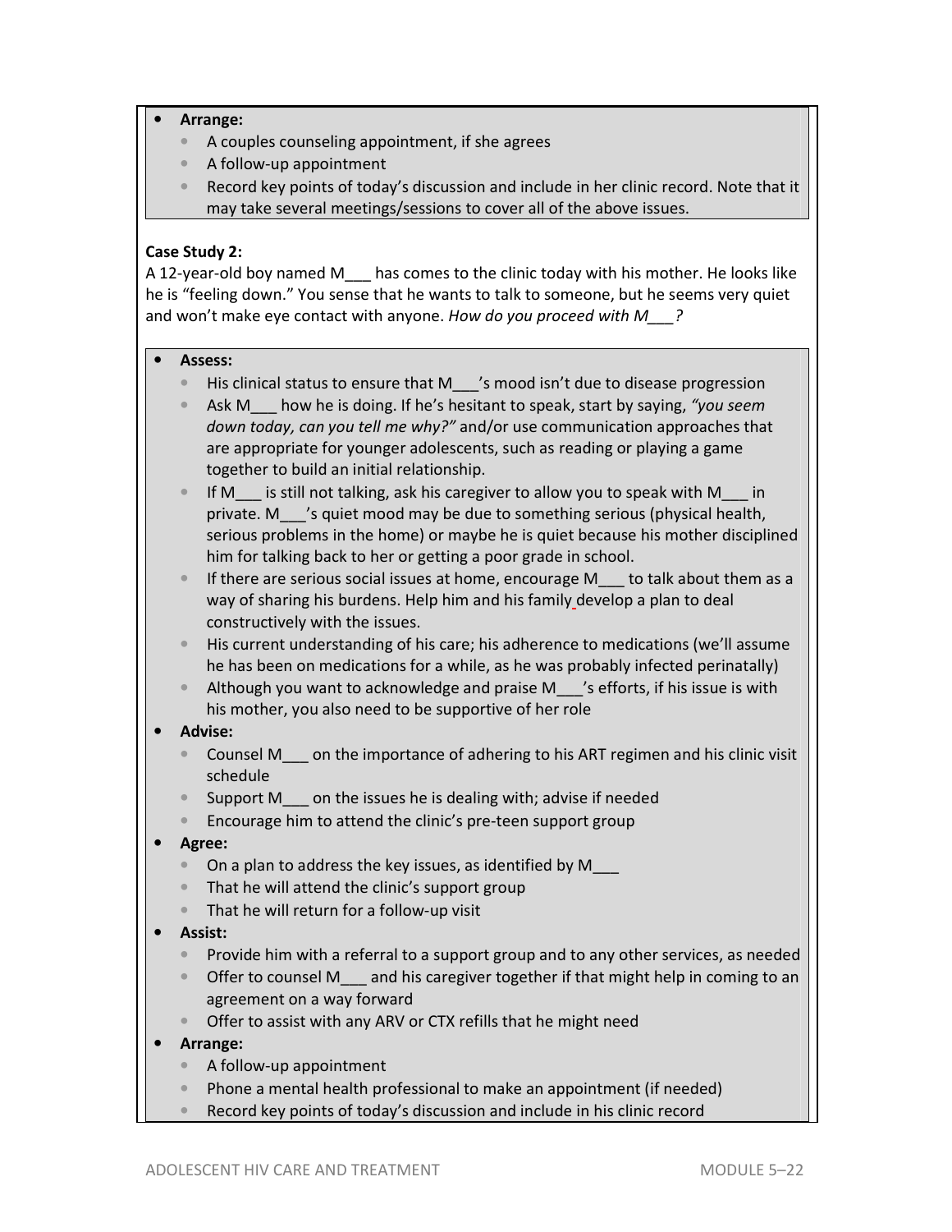- **Arrange:**
  - A couples counseling appointment, if she agrees
  - A follow-up appointment
  - Record key points of today's discussion and include in her clinic record. Note that it may take several meetings/sessions to cover all of the above issues.

**Case Study 2:**
A 12-year-old boy named M___ has comes to the clinic today with his mother. He looks like he is "feeling down." You sense that he wants to talk to someone, but he seems very quiet and won't make eye contact with anyone. *How do you proceed with M___?*

- **Assess:**
  - His clinical status to ensure that M___'s mood isn't due to disease progression
  - Ask M___ how he is doing. If he's hesitant to speak, start by saying, *"you seem down today, can you tell me why?"* and/or use communication approaches that are appropriate for younger adolescents, such as reading or playing a game together to build an initial relationship.
  - If M___ is still not talking, ask his caregiver to allow you to speak with M___ in private. M___'s quiet mood may be due to something serious (physical health, serious problems in the home) or maybe he is quiet because his mother disciplined him for talking back to her or getting a poor grade in school.
  - If there are serious social issues at home, encourage M___ to talk about them as a way of sharing his burdens. Help him and his family develop a plan to deal constructively with the issues.
  - His current understanding of his care; his adherence to medications (we'll assume he has been on medications for a while, as he was probably infected perinatally)
  - Although you want to acknowledge and praise M___'s efforts, if his issue is with his mother, you also need to be supportive of her role
- **Advise:**
  - Counsel M___ on the importance of adhering to his ART regimen and his clinic visit schedule
  - Support M___ on the issues he is dealing with; advise if needed
  - Encourage him to attend the clinic's pre-teen support group
- **Agree:**
  - On a plan to address the key issues, as identified by M___
  - That he will attend the clinic's support group
  - That he will return for a follow-up visit
- **Assist:**
  - Provide him with a referral to a support group and to any other services, as needed
  - Offer to counsel M___ and his caregiver together if that might help in coming to an agreement on a way forward
  - Offer to assist with any ARV or CTX refills that he might need
- **Arrange:**
  - A follow-up appointment
  - Phone a mental health professional to make an appointment (if needed)
  - Record key points of today's discussion and include in his clinic record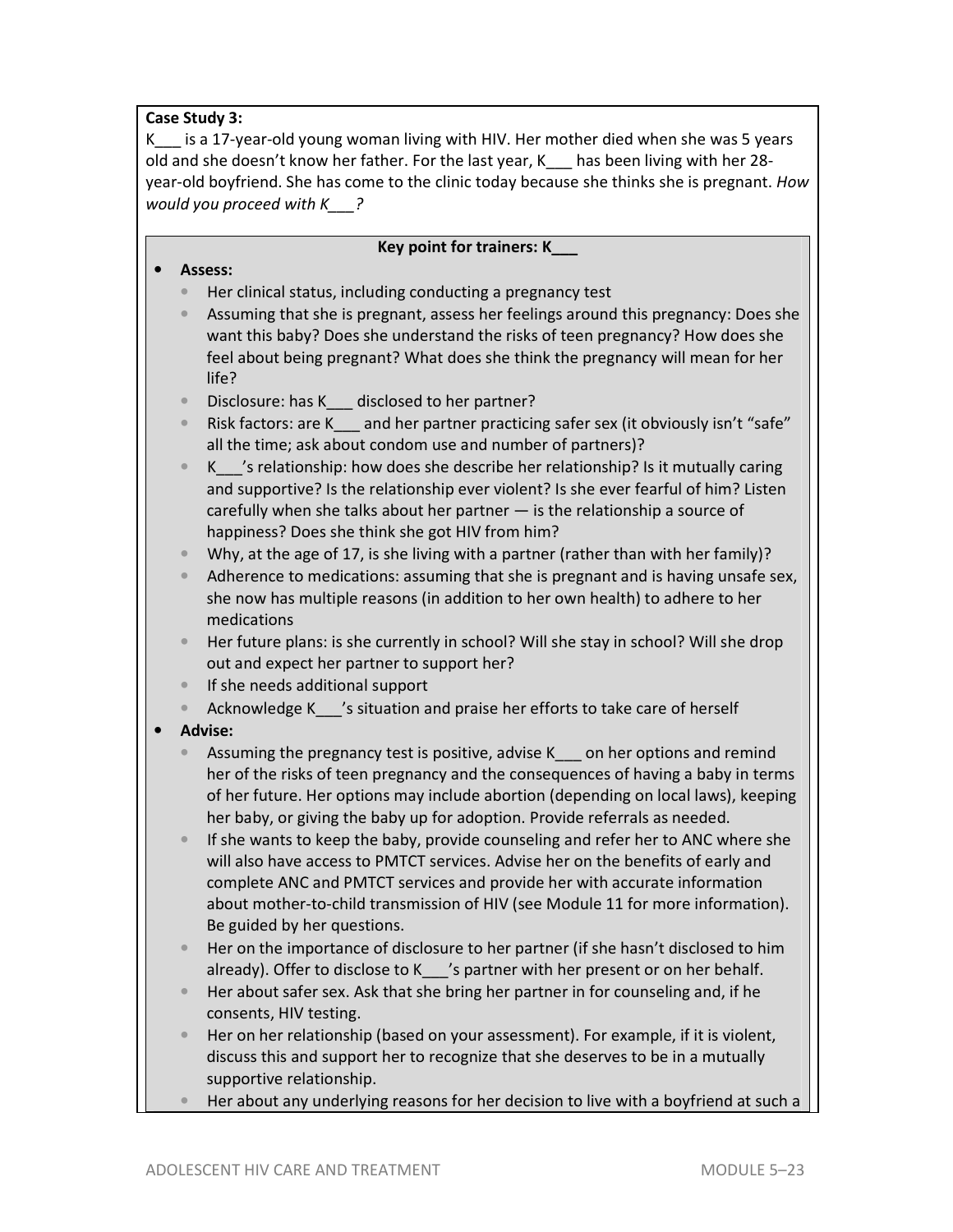**Case Study 3:**

K___ is a 17-year-old young woman living with HIV. Her mother died when she was 5 years old and she doesn't know her father. For the last year, K___ has been living with her 28-year-old boyfriend. She has come to the clinic today because she thinks she is pregnant. *How would you proceed with K___?*

**Key point for trainers: K___**

- **Assess:**
  - Her clinical status, including conducting a pregnancy test
  - Assuming that she is pregnant, assess her feelings around this pregnancy: Does she want this baby? Does she understand the risks of teen pregnancy? How does she feel about being pregnant? What does she think the pregnancy will mean for her life?
  - Disclosure: has K___ disclosed to her partner?
  - Risk factors: are K___ and her partner practicing safer sex (it obviously isn't "safe" all the time; ask about condom use and number of partners)?
  - K___'s relationship: how does she describe her relationship? Is it mutually caring and supportive? Is the relationship ever violent? Is she ever fearful of him? Listen carefully when she talks about her partner — is the relationship a source of happiness? Does she think she got HIV from him?
  - Why, at the age of 17, is she living with a partner (rather than with her family)?
  - Adherence to medications: assuming that she is pregnant and is having unsafe sex, she now has multiple reasons (in addition to her own health) to adhere to her medications
  - Her future plans: is she currently in school? Will she stay in school? Will she drop out and expect her partner to support her?
  - If she needs additional support
  - Acknowledge K___'s situation and praise her efforts to take care of herself
- **Advise:**
  - Assuming the pregnancy test is positive, advise K___ on her options and remind her of the risks of teen pregnancy and the consequences of having a baby in terms of her future. Her options may include abortion (depending on local laws), keeping her baby, or giving the baby up for adoption. Provide referrals as needed.
  - If she wants to keep the baby, provide counseling and refer her to ANC where she will also have access to PMTCT services. Advise her on the benefits of early and complete ANC and PMTCT services and provide her with accurate information about mother-to-child transmission of HIV (see Module 11 for more information). Be guided by her questions.
  - Her on the importance of disclosure to her partner (if she hasn't disclosed to him already). Offer to disclose to K___'s partner with her present or on her behalf.
  - Her about safer sex. Ask that she bring her partner in for counseling and, if he consents, HIV testing.
  - Her on her relationship (based on your assessment). For example, if it is violent, discuss this and support her to recognize that she deserves to be in a mutually supportive relationship.
  - Her about any underlying reasons for her decision to live with a boyfriend at such a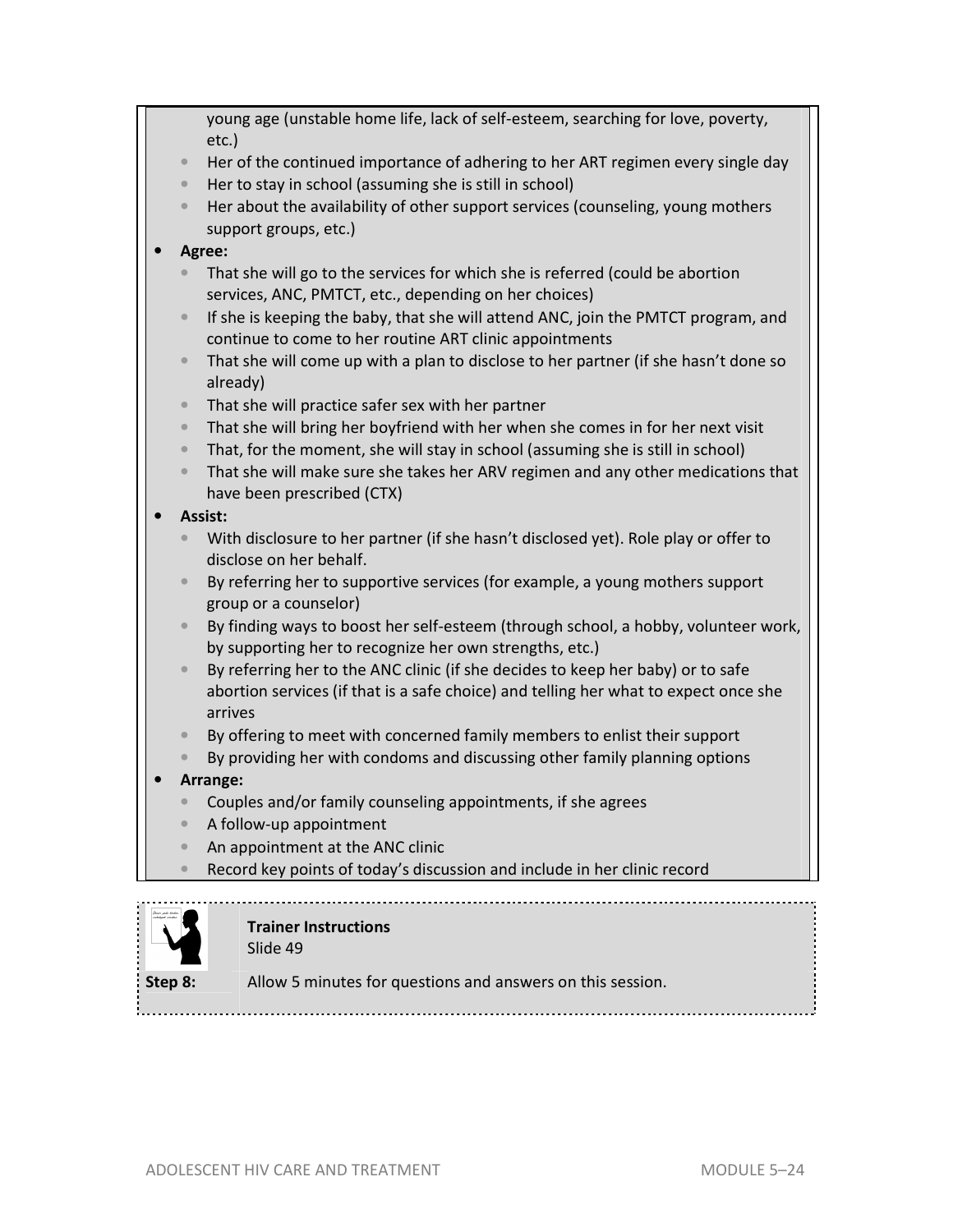young age (unstable home life, lack of self-esteem, searching for love, poverty, etc.)
  - Her of the continued importance of adhering to her ART regimen every single day
  - Her to stay in school (assuming she is still in school)
  - Her about the availability of other support services (counseling, young mothers support groups, etc.)
- **Agree:**
  - That she will go to the services for which she is referred (could be abortion services, ANC, PMTCT, etc., depending on her choices)
  - If she is keeping the baby, that she will attend ANC, join the PMTCT program, and continue to come to her routine ART clinic appointments
  - That she will come up with a plan to disclose to her partner (if she hasn't done so already)
  - That she will practice safer sex with her partner
  - That she will bring her boyfriend with her when she comes in for her next visit
  - That, for the moment, she will stay in school (assuming she is still in school)
  - That she will make sure she takes her ARV regimen and any other medications that have been prescribed (CTX)
- **Assist:**
  - With disclosure to her partner (if she hasn't disclosed yet). Role play or offer to disclose on her behalf.
  - By referring her to supportive services (for example, a young mothers support group or a counselor)
  - By finding ways to boost her self-esteem (through school, a hobby, volunteer work, by supporting her to recognize her own strengths, etc.)
  - By referring her to the ANC clinic (if she decides to keep her baby) or to safe abortion services (if that is a safe choice) and telling her what to expect once she arrives
  - By offering to meet with concerned family members to enlist their support
  - By providing her with condoms and discussing other family planning options
- **Arrange:**
  - Couples and/or family counseling appointments, if she agrees
  - A follow-up appointment
  - An appointment at the ANC clinic
  - Record key points of today's discussion and include in her clinic record

**Trainer Instructions**
Slide 49

**Step 8:** Allow 5 minutes for questions and answers on this session.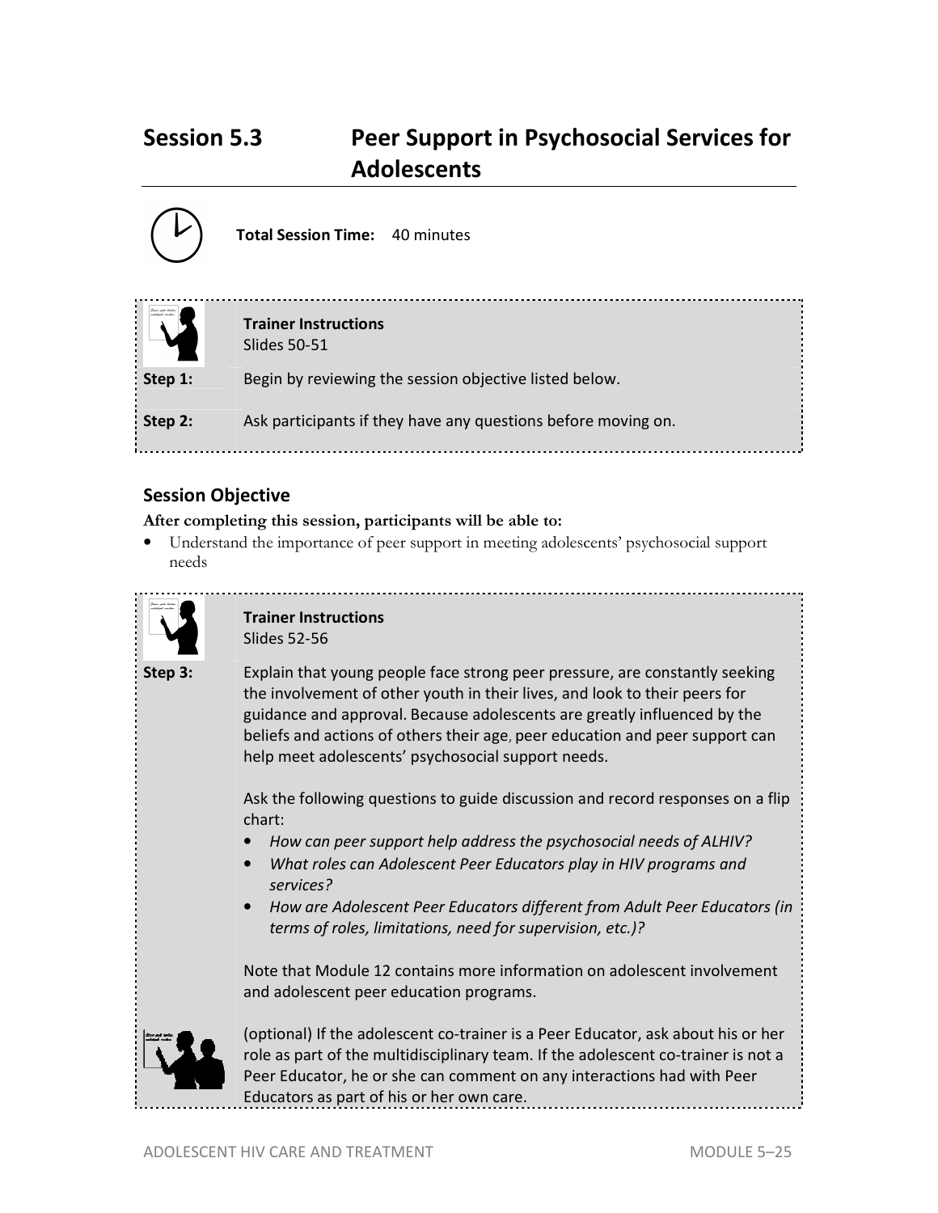## Session 5.3 Peer Support in Psychosocial Services for Adolescents

**Total Session Time:** 40 minutes

**Trainer Instructions**
Slides 50-51

**Step 1:** Begin by reviewing the session objective listed below.

**Step 2:** Ask participants if they have any questions before moving on.

### Session Objective

**After completing this session, participants will be able to:**

- Understand the importance of peer support in meeting adolescents' psychosocial support needs

**Trainer Instructions**
Slides 52-56

**Step 3:** Explain that young people face strong peer pressure, are constantly seeking the involvement of other youth in their lives, and look to their peers for guidance and approval. Because adolescents are greatly influenced by the beliefs and actions of others their age, peer education and peer support can help meet adolescents' psychosocial support needs.

Ask the following questions to guide discussion and record responses on a flip chart:

- *How can peer support help address the psychosocial needs of ALHIV?*
- *What roles can Adolescent Peer Educators play in HIV programs and services?*
- *How are Adolescent Peer Educators different from Adult Peer Educators (in terms of roles, limitations, need for supervision, etc.)?*

Note that Module 12 contains more information on adolescent involvement and adolescent peer education programs.

(optional) If the adolescent co-trainer is a Peer Educator, ask about his or her role as part of the multidisciplinary team. If the adolescent co-trainer is not a Peer Educator, he or she can comment on any interactions had with Peer Educators as part of his or her own care.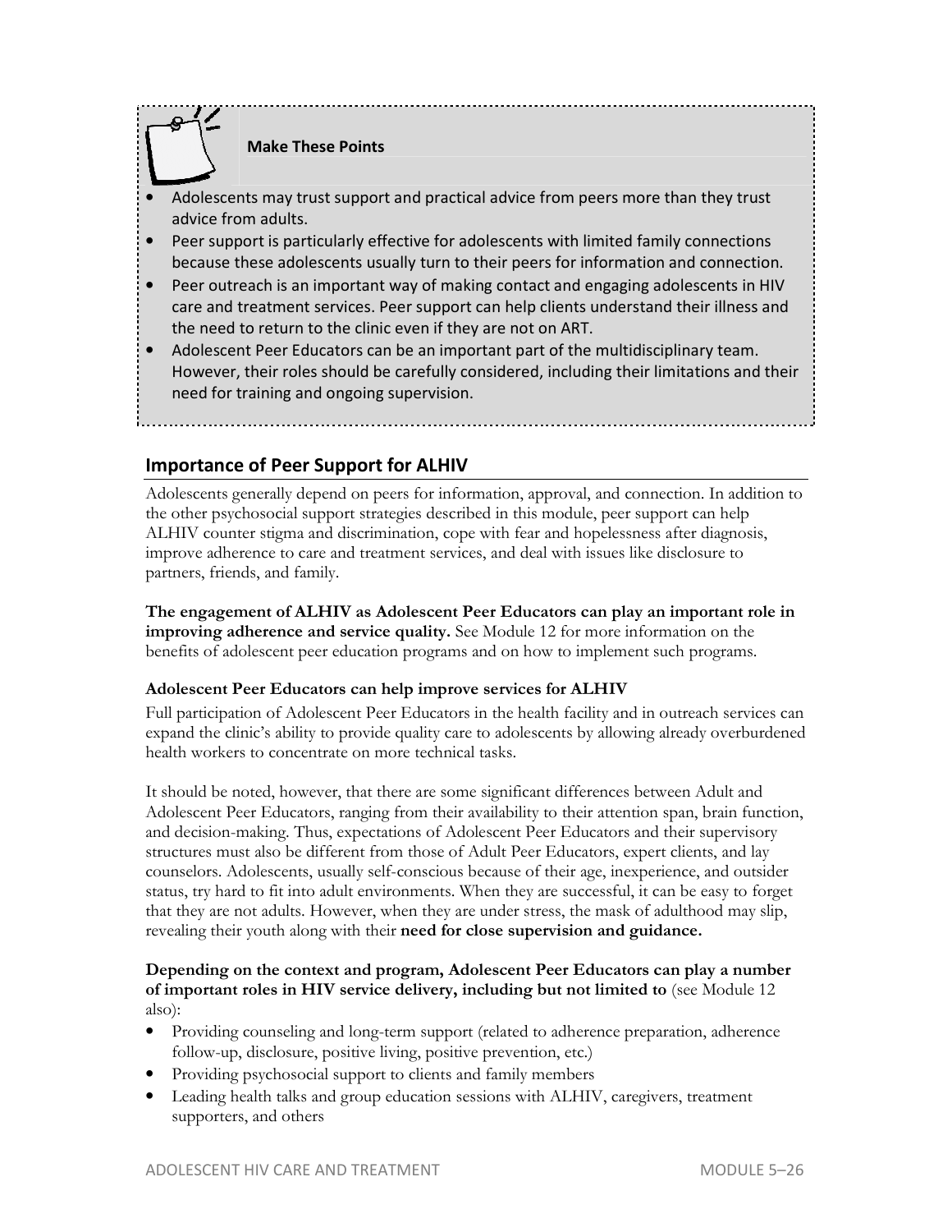**Make These Points**

- Adolescents may trust support and practical advice from peers more than they trust advice from adults.
- Peer support is particularly effective for adolescents with limited family connections because these adolescents usually turn to their peers for information and connection.
- Peer outreach is an important way of making contact and engaging adolescents in HIV care and treatment services. Peer support can help clients understand their illness and the need to return to the clinic even if they are not on ART.
- Adolescent Peer Educators can be an important part of the multidisciplinary team. However, their roles should be carefully considered, including their limitations and their need for training and ongoing supervision.

## Importance of Peer Support for ALHIV

Adolescents generally depend on peers for information, approval, and connection. In addition to the other psychosocial support strategies described in this module, peer support can help ALHIV counter stigma and discrimination, cope with fear and hopelessness after diagnosis, improve adherence to care and treatment services, and deal with issues like disclosure to partners, friends, and family.

**The engagement of ALHIV as Adolescent Peer Educators can play an important role in improving adherence and service quality.** See Module 12 for more information on the benefits of adolescent peer education programs and on how to implement such programs.

**Adolescent Peer Educators can help improve services for ALHIV**

Full participation of Adolescent Peer Educators in the health facility and in outreach services can expand the clinic's ability to provide quality care to adolescents by allowing already overburdened health workers to concentrate on more technical tasks.

It should be noted, however, that there are some significant differences between Adult and Adolescent Peer Educators, ranging from their availability to their attention span, brain function, and decision-making. Thus, expectations of Adolescent Peer Educators and their supervisory structures must also be different from those of Adult Peer Educators, expert clients, and lay counselors. Adolescents, usually self-conscious because of their age, inexperience, and outsider status, try hard to fit into adult environments. When they are successful, it can be easy to forget that they are not adults. However, when they are under stress, the mask of adulthood may slip, revealing their youth along with their **need for close supervision and guidance.**

**Depending on the context and program, Adolescent Peer Educators can play a number of important roles in HIV service delivery, including but not limited to** (see Module 12 also):

- Providing counseling and long-term support (related to adherence preparation, adherence follow-up, disclosure, positive living, positive prevention, etc.)
- Providing psychosocial support to clients and family members
- Leading health talks and group education sessions with ALHIV, caregivers, treatment supporters, and others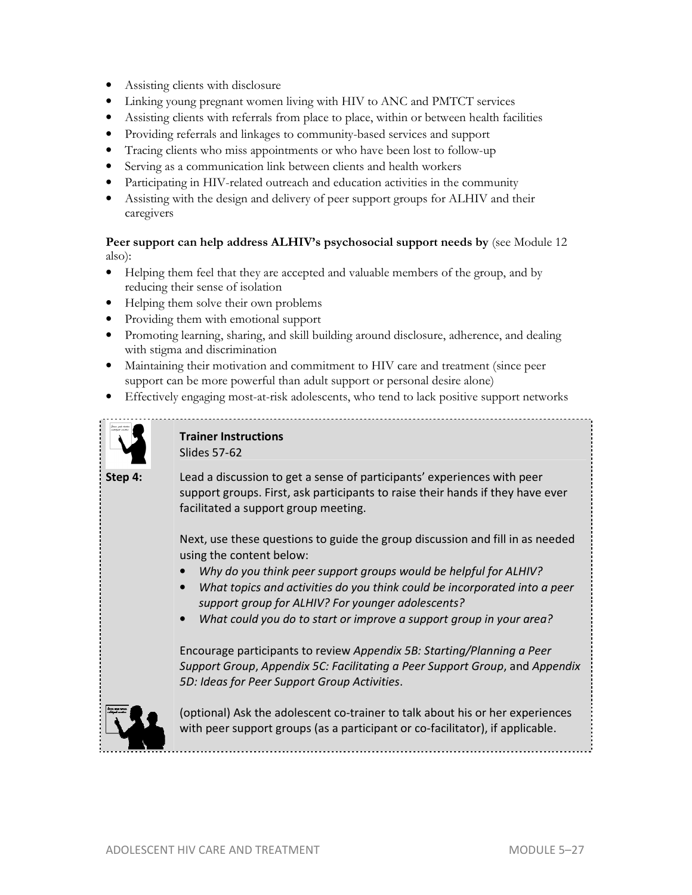- Assisting clients with disclosure
- Linking young pregnant women living with HIV to ANC and PMTCT services
- Assisting clients with referrals from place to place, within or between health facilities
- Providing referrals and linkages to community-based services and support
- Tracing clients who miss appointments or who have been lost to follow-up
- Serving as a communication link between clients and health workers
- Participating in HIV-related outreach and education activities in the community
- Assisting with the design and delivery of peer support groups for ALHIV and their caregivers

**Peer support can help address ALHIV's psychosocial support needs by** (see Module 12 also):

- Helping them feel that they are accepted and valuable members of the group, and by reducing their sense of isolation
- Helping them solve their own problems
- Providing them with emotional support
- Promoting learning, sharing, and skill building around disclosure, adherence, and dealing with stigma and discrimination
- Maintaining their motivation and commitment to HIV care and treatment (since peer support can be more powerful than adult support or personal desire alone)
- Effectively engaging most-at-risk adolescents, who tend to lack positive support networks

**Trainer Instructions**
Slides 57-62

**Step 4:** Lead a discussion to get a sense of participants' experiences with peer support groups. First, ask participants to raise their hands if they have ever facilitated a support group meeting.

Next, use these questions to guide the group discussion and fill in as needed using the content below:

- *Why do you think peer support groups would be helpful for ALHIV?*
- *What topics and activities do you think could be incorporated into a peer support group for ALHIV? For younger adolescents?*
- *What could you do to start or improve a support group in your area?*

Encourage participants to review *Appendix 5B: Starting/Planning a Peer Support Group*, *Appendix 5C: Facilitating a Peer Support Group*, and *Appendix 5D: Ideas for Peer Support Group Activities*.

(optional) Ask the adolescent co-trainer to talk about his or her experiences with peer support groups (as a participant or co-facilitator), if applicable.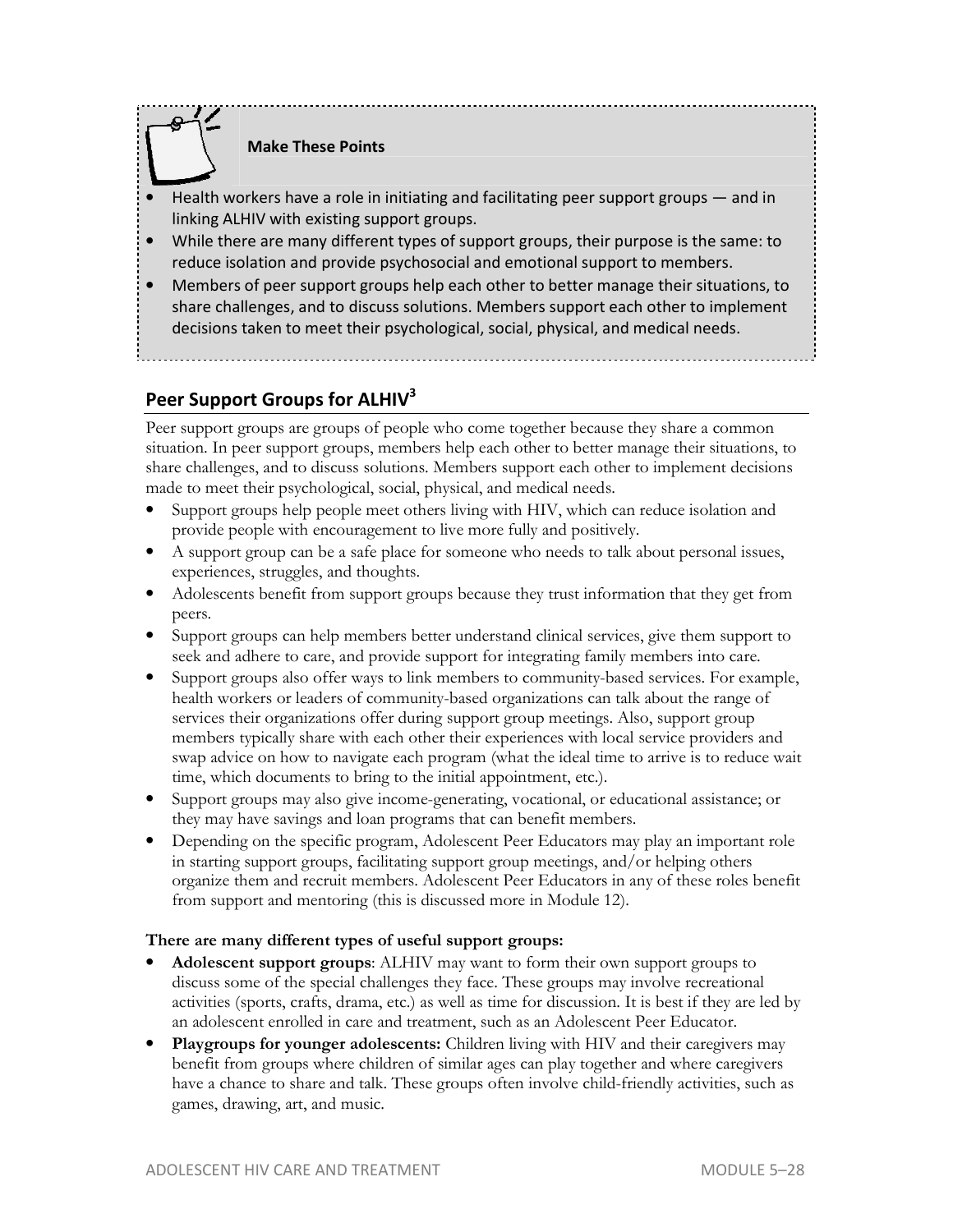**Make These Points**

- Health workers have a role in initiating and facilitating peer support groups — and in linking ALHIV with existing support groups.
- While there are many different types of support groups, their purpose is the same: to reduce isolation and provide psychosocial and emotional support to members.
- Members of peer support groups help each other to better manage their situations, to share challenges, and to discuss solutions. Members support each other to implement decisions taken to meet their psychological, social, physical, and medical needs.

## Peer Support Groups for ALHIV[3]

Peer support groups are groups of people who come together because they share a common situation. In peer support groups, members help each other to better manage their situations, to share challenges, and to discuss solutions. Members support each other to implement decisions made to meet their psychological, social, physical, and medical needs.

- Support groups help people meet others living with HIV, which can reduce isolation and provide people with encouragement to live more fully and positively.
- A support group can be a safe place for someone who needs to talk about personal issues, experiences, struggles, and thoughts.
- Adolescents benefit from support groups because they trust information that they get from peers.
- Support groups can help members better understand clinical services, give them support to seek and adhere to care, and provide support for integrating family members into care.
- Support groups also offer ways to link members to community-based services. For example, health workers or leaders of community-based organizations can talk about the range of services their organizations offer during support group meetings. Also, support group members typically share with each other their experiences with local service providers and swap advice on how to navigate each program (what the ideal time to arrive is to reduce wait time, which documents to bring to the initial appointment, etc.).
- Support groups may also give income-generating, vocational, or educational assistance; or they may have savings and loan programs that can benefit members.
- Depending on the specific program, Adolescent Peer Educators may play an important role in starting support groups, facilitating support group meetings, and/or helping others organize them and recruit members. Adolescent Peer Educators in any of these roles benefit from support and mentoring (this is discussed more in Module 12).

**There are many different types of useful support groups:**

- **Adolescent support groups**: ALHIV may want to form their own support groups to discuss some of the special challenges they face. These groups may involve recreational activities (sports, crafts, drama, etc.) as well as time for discussion. It is best if they are led by an adolescent enrolled in care and treatment, such as an Adolescent Peer Educator.
- **Playgroups for younger adolescents:** Children living with HIV and their caregivers may benefit from groups where children of similar ages can play together and where caregivers have a chance to share and talk. These groups often involve child-friendly activities, such as games, drawing, art, and music.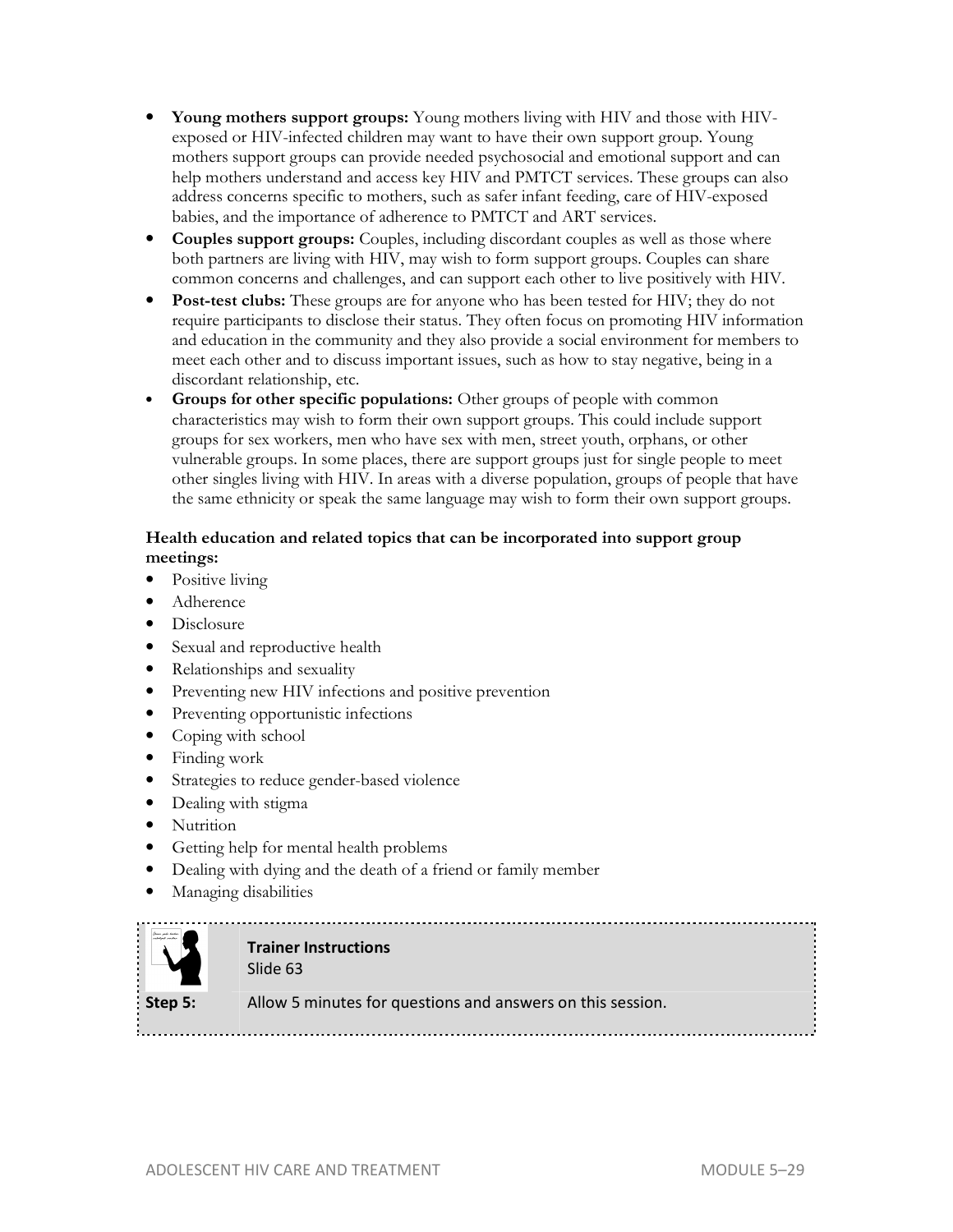- **Young mothers support groups:** Young mothers living with HIV and those with HIV-exposed or HIV-infected children may want to have their own support group. Young mothers support groups can provide needed psychosocial and emotional support and can help mothers understand and access key HIV and PMTCT services. These groups can also address concerns specific to mothers, such as safer infant feeding, care of HIV-exposed babies, and the importance of adherence to PMTCT and ART services.
- **Couples support groups:** Couples, including discordant couples as well as those where both partners are living with HIV, may wish to form support groups. Couples can share common concerns and challenges, and can support each other to live positively with HIV.
- **Post-test clubs:** These groups are for anyone who has been tested for HIV; they do not require participants to disclose their status. They often focus on promoting HIV information and education in the community and they also provide a social environment for members to meet each other and to discuss important issues, such as how to stay negative, being in a discordant relationship, etc.
- **Groups for other specific populations:** Other groups of people with common characteristics may wish to form their own support groups. This could include support groups for sex workers, men who have sex with men, street youth, orphans, or other vulnerable groups. In some places, there are support groups just for single people to meet other singles living with HIV. In areas with a diverse population, groups of people that have the same ethnicity or speak the same language may wish to form their own support groups.

**Health education and related topics that can be incorporated into support group meetings:**

- Positive living
- Adherence
- Disclosure
- Sexual and reproductive health
- Relationships and sexuality
- Preventing new HIV infections and positive prevention
- Preventing opportunistic infections
- Coping with school
- Finding work
- Strategies to reduce gender-based violence
- Dealing with stigma
- Nutrition
- Getting help for mental health problems
- Dealing with dying and the death of a friend or family member
- Managing disabilities

| | **Trainer Instructions**<br>Slide 63 |
|---|---|
| **Step 5:** | Allow 5 minutes for questions and answers on this session. |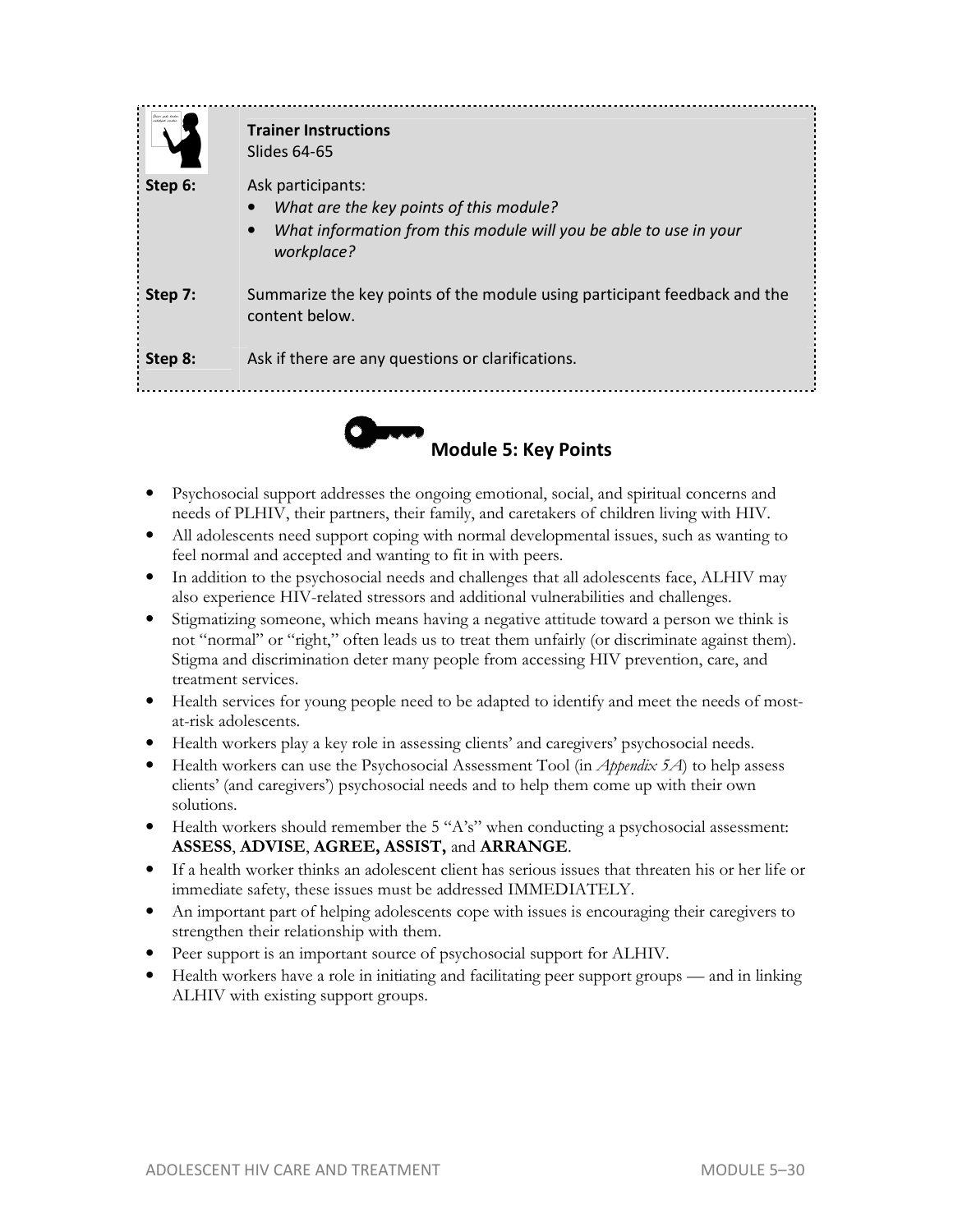**Trainer Instructions**
Slides 64-65

**Step 6:** Ask participants:

- *What are the key points of this module?*
- *What information from this module will you be able to use in your workplace?*

**Step 7:** Summarize the key points of the module using participant feedback and the content below.

**Step 8:** Ask if there are any questions or clarifications.

## Module 5: Key Points

- Psychosocial support addresses the ongoing emotional, social, and spiritual concerns and needs of PLHIV, their partners, their family, and caretakers of children living with HIV.
- All adolescents need support coping with normal developmental issues, such as wanting to feel normal and accepted and wanting to fit in with peers.
- In addition to the psychosocial needs and challenges that all adolescents face, ALHIV may also experience HIV-related stressors and additional vulnerabilities and challenges.
- Stigmatizing someone, which means having a negative attitude toward a person we think is not "normal" or "right," often leads us to treat them unfairly (or discriminate against them). Stigma and discrimination deter many people from accessing HIV prevention, care, and treatment services.
- Health services for young people need to be adapted to identify and meet the needs of most-at-risk adolescents.
- Health workers play a key role in assessing clients' and caregivers' psychosocial needs.
- Health workers can use the Psychosocial Assessment Tool (in *Appendix 5A*) to help assess clients' (and caregivers') psychosocial needs and to help them come up with their own solutions.
- Health workers should remember the 5 "A's" when conducting a psychosocial assessment: **ASSESS**, **ADVISE**, **AGREE, ASSIST,** and **ARRANGE**.
- If a health worker thinks an adolescent client has serious issues that threaten his or her life or immediate safety, these issues must be addressed IMMEDIATELY.
- An important part of helping adolescents cope with issues is encouraging their caregivers to strengthen their relationship with them.
- Peer support is an important source of psychosocial support for ALHIV.
- Health workers have a role in initiating and facilitating peer support groups — and in linking ALHIV with existing support groups.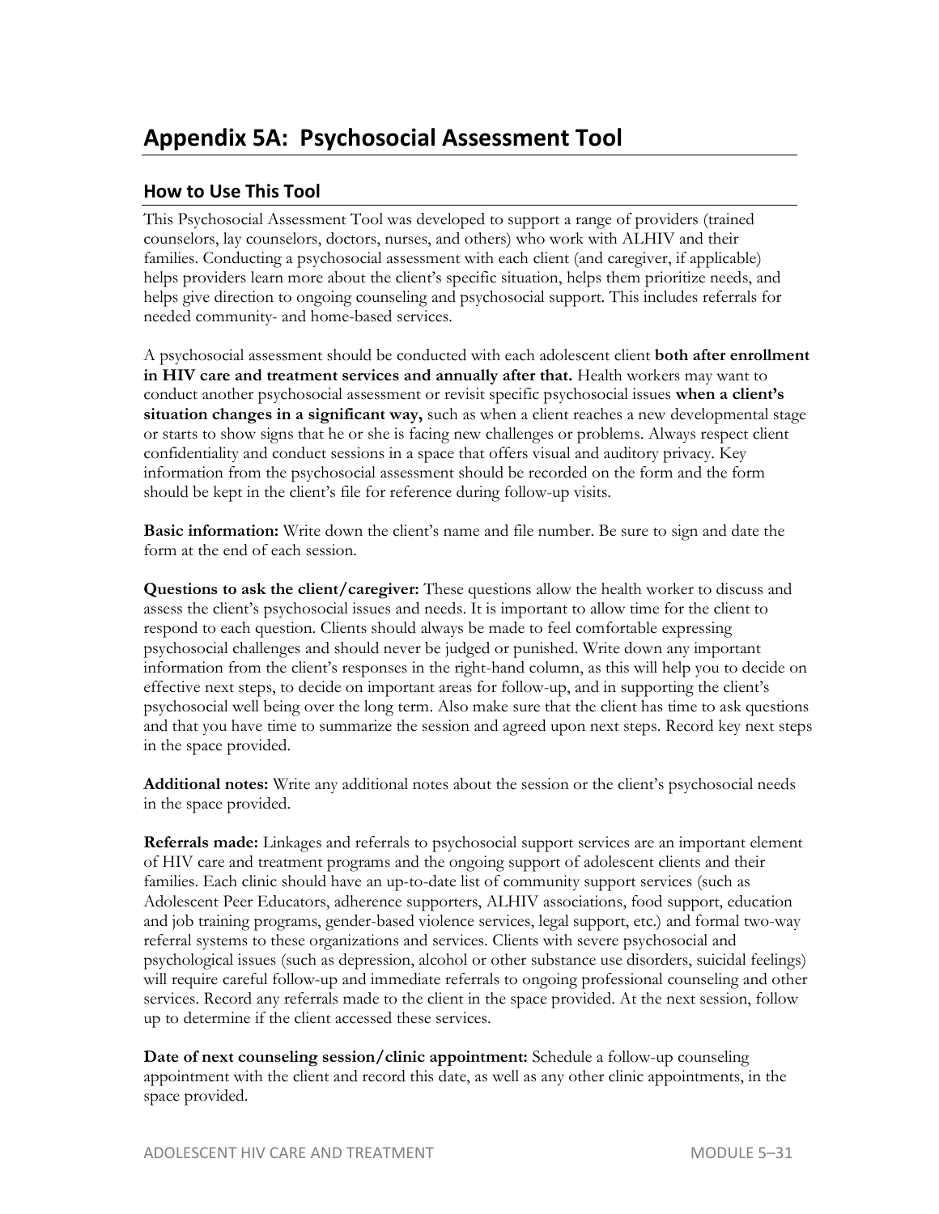# Appendix 5A: Psychosocial Assessment Tool

## How to Use This Tool

This Psychosocial Assessment Tool was developed to support a range of providers (trained counselors, lay counselors, doctors, nurses, and others) who work with ALHIV and their families. Conducting a psychosocial assessment with each client (and caregiver, if applicable) helps providers learn more about the client's specific situation, helps them prioritize needs, and helps give direction to ongoing counseling and psychosocial support. This includes referrals for needed community- and home-based services.

A psychosocial assessment should be conducted with each adolescent client **both after enrollment in HIV care and treatment services and annually after that.** Health workers may want to conduct another psychosocial assessment or revisit specific psychosocial issues **when a client's situation changes in a significant way,** such as when a client reaches a new developmental stage or starts to show signs that he or she is facing new challenges or problems. Always respect client confidentiality and conduct sessions in a space that offers visual and auditory privacy. Key information from the psychosocial assessment should be recorded on the form and the form should be kept in the client's file for reference during follow-up visits.

**Basic information:** Write down the client's name and file number. Be sure to sign and date the form at the end of each session.

**Questions to ask the client/caregiver:** These questions allow the health worker to discuss and assess the client's psychosocial issues and needs. It is important to allow time for the client to respond to each question. Clients should always be made to feel comfortable expressing psychosocial challenges and should never be judged or punished. Write down any important information from the client's responses in the right-hand column, as this will help you to decide on effective next steps, to decide on important areas for follow-up, and in supporting the client's psychosocial well being over the long term. Also make sure that the client has time to ask questions and that you have time to summarize the session and agreed upon next steps. Record key next steps in the space provided.

**Additional notes:** Write any additional notes about the session or the client's psychosocial needs in the space provided.

**Referrals made:** Linkages and referrals to psychosocial support services are an important element of HIV care and treatment programs and the ongoing support of adolescent clients and their families. Each clinic should have an up-to-date list of community support services (such as Adolescent Peer Educators, adherence supporters, ALHIV associations, food support, education and job training programs, gender-based violence services, legal support, etc.) and formal two-way referral systems to these organizations and services. Clients with severe psychosocial and psychological issues (such as depression, alcohol or other substance use disorders, suicidal feelings) will require careful follow-up and immediate referrals to ongoing professional counseling and other services. Record any referrals made to the client in the space provided. At the next session, follow up to determine if the client accessed these services.

**Date of next counseling session/clinic appointment:** Schedule a follow-up counseling appointment with the client and record this date, as well as any other clinic appointments, in the space provided.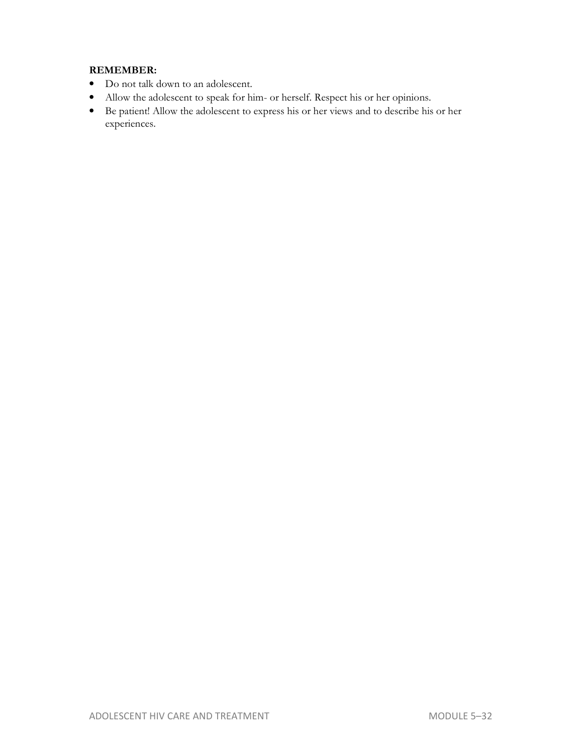**REMEMBER:**

- Do not talk down to an adolescent.
- Allow the adolescent to speak for him- or herself. Respect his or her opinions.
- Be patient! Allow the adolescent to express his or her views and to describe his or her experiences.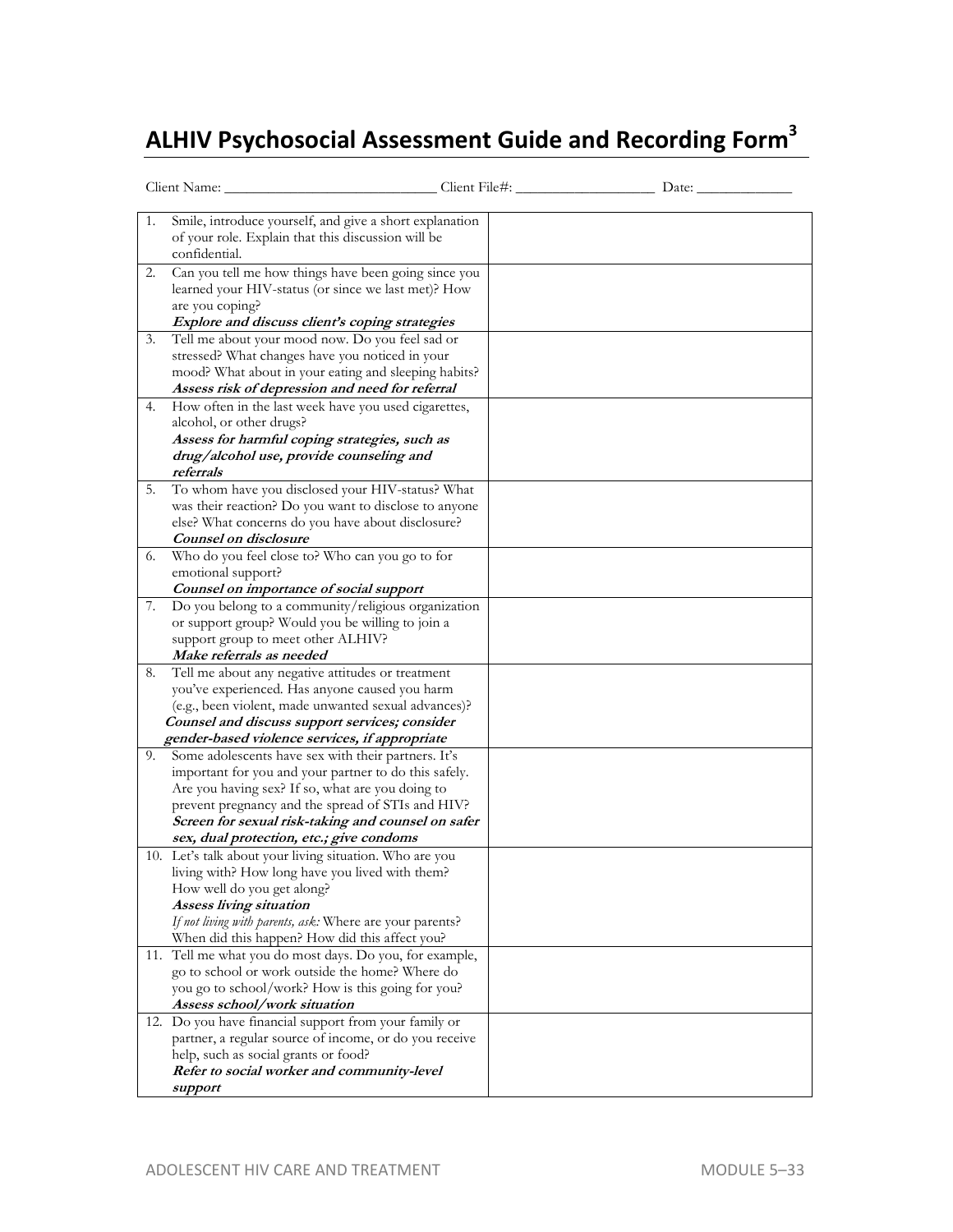# ALHIV Psychosocial Assessment Guide and Recording Form[3]

Client Name: _____________________________ Client File#: ___________________ Date: _____________

| | |
|---|---|
| 1. Smile, introduce yourself, and give a short explanation of your role. Explain that this discussion will be confidential. | |
| 2. Can you tell me how things have been going since you learned your HIV-status (or since we last met)? How are you coping? ***Explore and discuss client's coping strategies*** | |
| 3. Tell me about your mood now. Do you feel sad or stressed? What changes have you noticed in your mood? What about in your eating and sleeping habits? ***Assess risk of depression and need for referral*** | |
| 4. How often in the last week have you used cigarettes, alcohol, or other drugs? ***Assess for harmful coping strategies, such as drug/alcohol use, provide counseling and referrals*** | |
| 5. To whom have you disclosed your HIV-status? What was their reaction? Do you want to disclose to anyone else? What concerns do you have about disclosure? ***Counsel on disclosure*** | |
| 6. Who do you feel close to? Who can you go to for emotional support? ***Counsel on importance of social support*** | |
| 7. Do you belong to a community/religious organization or support group? Would you be willing to join a support group to meet other ALHIV? ***Make referrals as needed*** | |
| 8. Tell me about any negative attitudes or treatment you've experienced. Has anyone caused you harm (e.g., been violent, made unwanted sexual advances)? ***Counsel and discuss support services; consider gender-based violence services, if appropriate*** | |
| 9. Some adolescents have sex with their partners. It's important for you and your partner to do this safely. Are you having sex? If so, what are you doing to prevent pregnancy and the spread of STIs and HIV? ***Screen for sexual risk-taking and counsel on safer sex, dual protection, etc.; give condoms*** | |
| 10. Let's talk about your living situation. Who are you living with? How long have you lived with them? How well do you get along? ***Assess living situation*** *If not living with parents, ask:* Where are your parents? When did this happen? How did this affect you? | |
| 11. Tell me what you do most days. Do you, for example, go to school or work outside the home? Where do you go to school/work? How is this going for you? ***Assess school/work situation*** | |
| 12. Do you have financial support from your family or partner, a regular source of income, or do you receive help, such as social grants or food? ***Refer to social worker and community-level support*** | |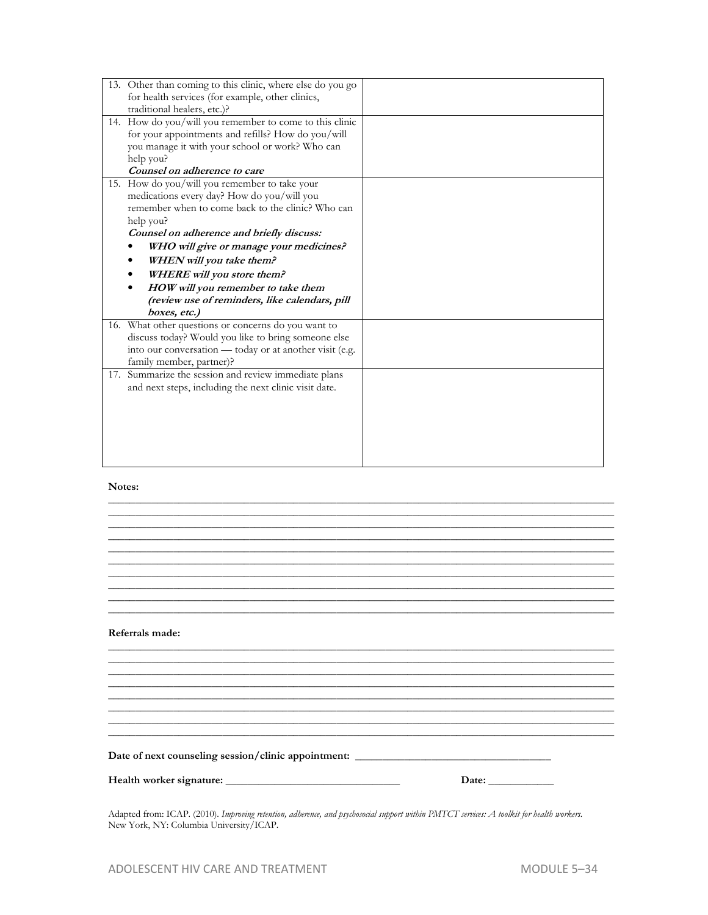| | |
|---|---|
| 13. Other than coming to this clinic, where else do you go for health services (for example, other clinics, traditional healers, etc.)? | |
| 14. How do you/will you remember to come to this clinic for your appointments and refills? How do you/will you manage it with your school or work? Who can help you?<br>***Counsel on adherence to care*** | |
| 15. How do you/will you remember to take your medications every day? How do you/will you remember when to come back to the clinic? Who can help you?<br>***Counsel on adherence and briefly discuss:***<br>• ***WHO will give or manage your medicines?***<br>• ***WHEN will you take them?***<br>• ***WHERE will you store them?***<br>• ***HOW will you remember to take them (review use of reminders, like calendars, pill boxes, etc.)*** | |
| 16. What other questions or concerns do you want to discuss today? Would you like to bring someone else into our conversation — today or at another visit (e.g. family member, partner)? | |
| 17. Summarize the session and review immediate plans and next steps, including the next clinic visit date. | |

**Notes:**

______________________________________________________________________________
______________________________________________________________________________
______________________________________________________________________________
______________________________________________________________________________
______________________________________________________________________________
______________________________________________________________________________
______________________________________________________________________________
______________________________________________________________________________
______________________________________________________________________________
______________________________________________________________________________

**Referrals made:**

______________________________________________________________________________
______________________________________________________________________________
______________________________________________________________________________
______________________________________________________________________________
______________________________________________________________________________
______________________________________________________________________________
______________________________________________________________________________
______________________________________________________________________________

**Date of next counseling session/clinic appointment:** ___________________________________

**Health worker signature:** _______________________________ **Date:** ___________

Adapted from: ICAP. (2010). *Improving retention, adherence, and psychosocial support within PMTCT services: A toolkit for health workers.* New York, NY: Columbia University/ICAP.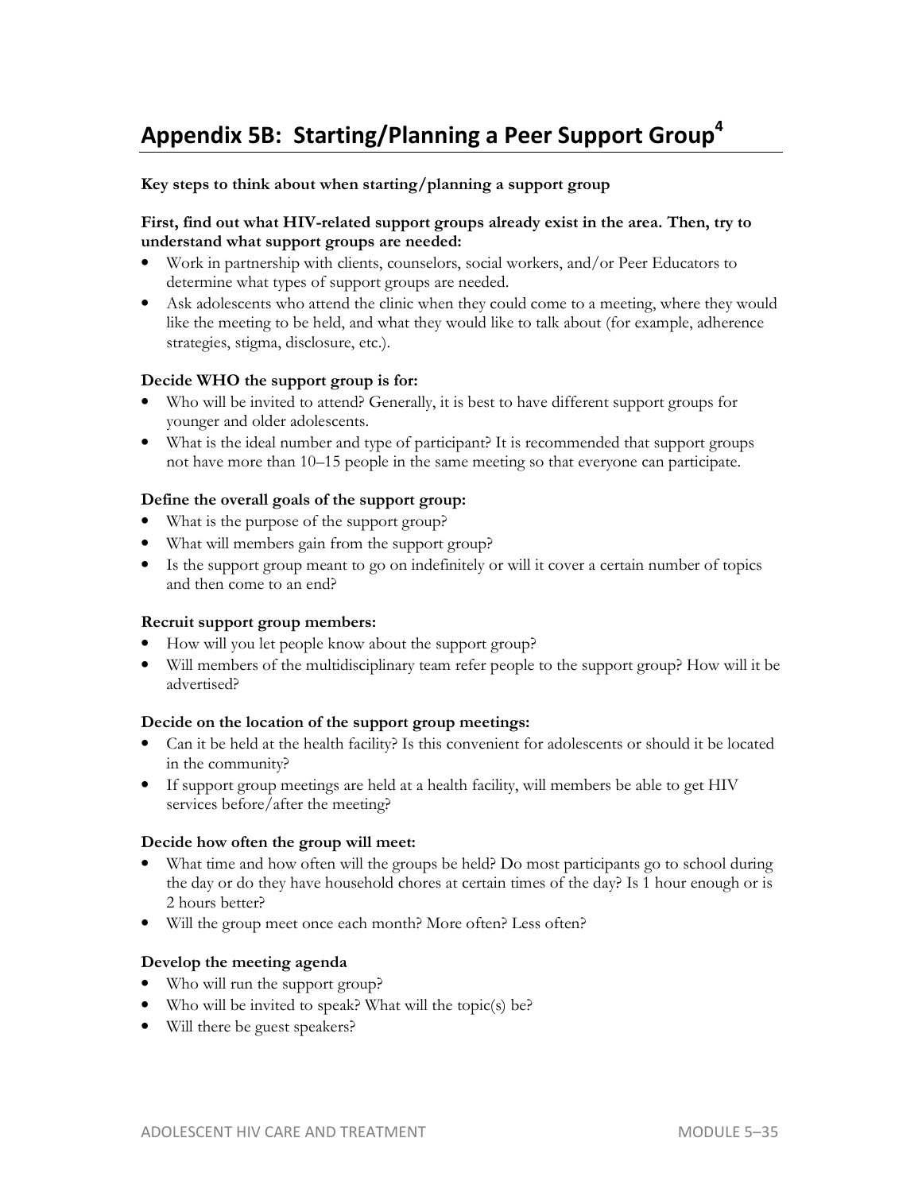# Appendix 5B: Starting/Planning a Peer Support Group[4]

**Key steps to think about when starting/planning a support group**

**First, find out what HIV-related support groups already exist in the area. Then, try to understand what support groups are needed:**

- Work in partnership with clients, counselors, social workers, and/or Peer Educators to determine what types of support groups are needed.
- Ask adolescents who attend the clinic when they could come to a meeting, where they would like the meeting to be held, and what they would like to talk about (for example, adherence strategies, stigma, disclosure, etc.).

**Decide WHO the support group is for:**

- Who will be invited to attend? Generally, it is best to have different support groups for younger and older adolescents.
- What is the ideal number and type of participant? It is recommended that support groups not have more than 10–15 people in the same meeting so that everyone can participate.

**Define the overall goals of the support group:**

- What is the purpose of the support group?
- What will members gain from the support group?
- Is the support group meant to go on indefinitely or will it cover a certain number of topics and then come to an end?

**Recruit support group members:**

- How will you let people know about the support group?
- Will members of the multidisciplinary team refer people to the support group? How will it be advertised?

**Decide on the location of the support group meetings:**

- Can it be held at the health facility? Is this convenient for adolescents or should it be located in the community?
- If support group meetings are held at a health facility, will members be able to get HIV services before/after the meeting?

**Decide how often the group will meet:**

- What time and how often will the groups be held? Do most participants go to school during the day or do they have household chores at certain times of the day? Is 1 hour enough or is 2 hours better?
- Will the group meet once each month? More often? Less often?

**Develop the meeting agenda**

- Who will run the support group?
- Who will be invited to speak? What will the topic(s) be?
- Will there be guest speakers?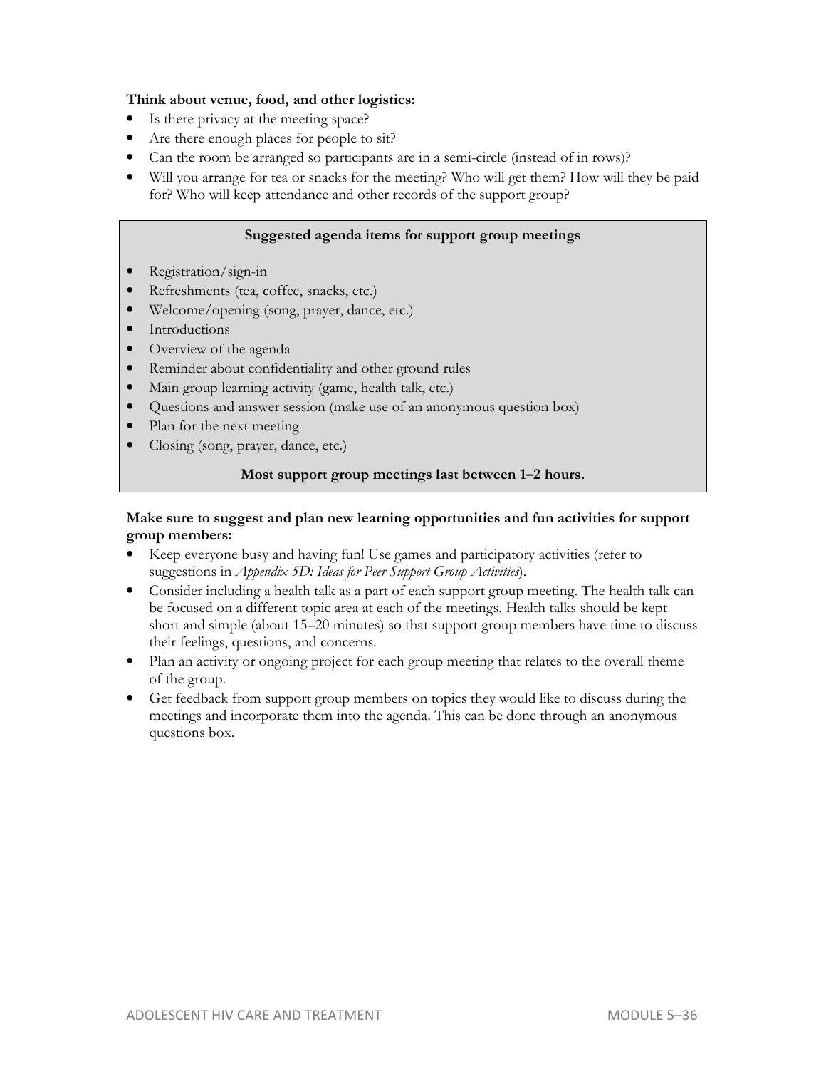**Think about venue, food, and other logistics:**

- Is there privacy at the meeting space?
- Are there enough places for people to sit?
- Can the room be arranged so participants are in a semi-circle (instead of in rows)?
- Will you arrange for tea or snacks for the meeting? Who will get them? How will they be paid for? Who will keep attendance and other records of the support group?

**Suggested agenda items for support group meetings**

- Registration/sign-in
- Refreshments (tea, coffee, snacks, etc.)
- Welcome/opening (song, prayer, dance, etc.)
- Introductions
- Overview of the agenda
- Reminder about confidentiality and other ground rules
- Main group learning activity (game, health talk, etc.)
- Questions and answer session (make use of an anonymous question box)
- Plan for the next meeting
- Closing (song, prayer, dance, etc.)

**Most support group meetings last between 1–2 hours.**

**Make sure to suggest and plan new learning opportunities and fun activities for support group members:**

- Keep everyone busy and having fun! Use games and participatory activities (refer to suggestions in *Appendix 5D: Ideas for Peer Support Group Activities*).
- Consider including a health talk as a part of each support group meeting. The health talk can be focused on a different topic area at each of the meetings. Health talks should be kept short and simple (about 15–20 minutes) so that support group members have time to discuss their feelings, questions, and concerns.
- Plan an activity or ongoing project for each group meeting that relates to the overall theme of the group.
- Get feedback from support group members on topics they would like to discuss during the meetings and incorporate them into the agenda. This can be done through an anonymous questions box.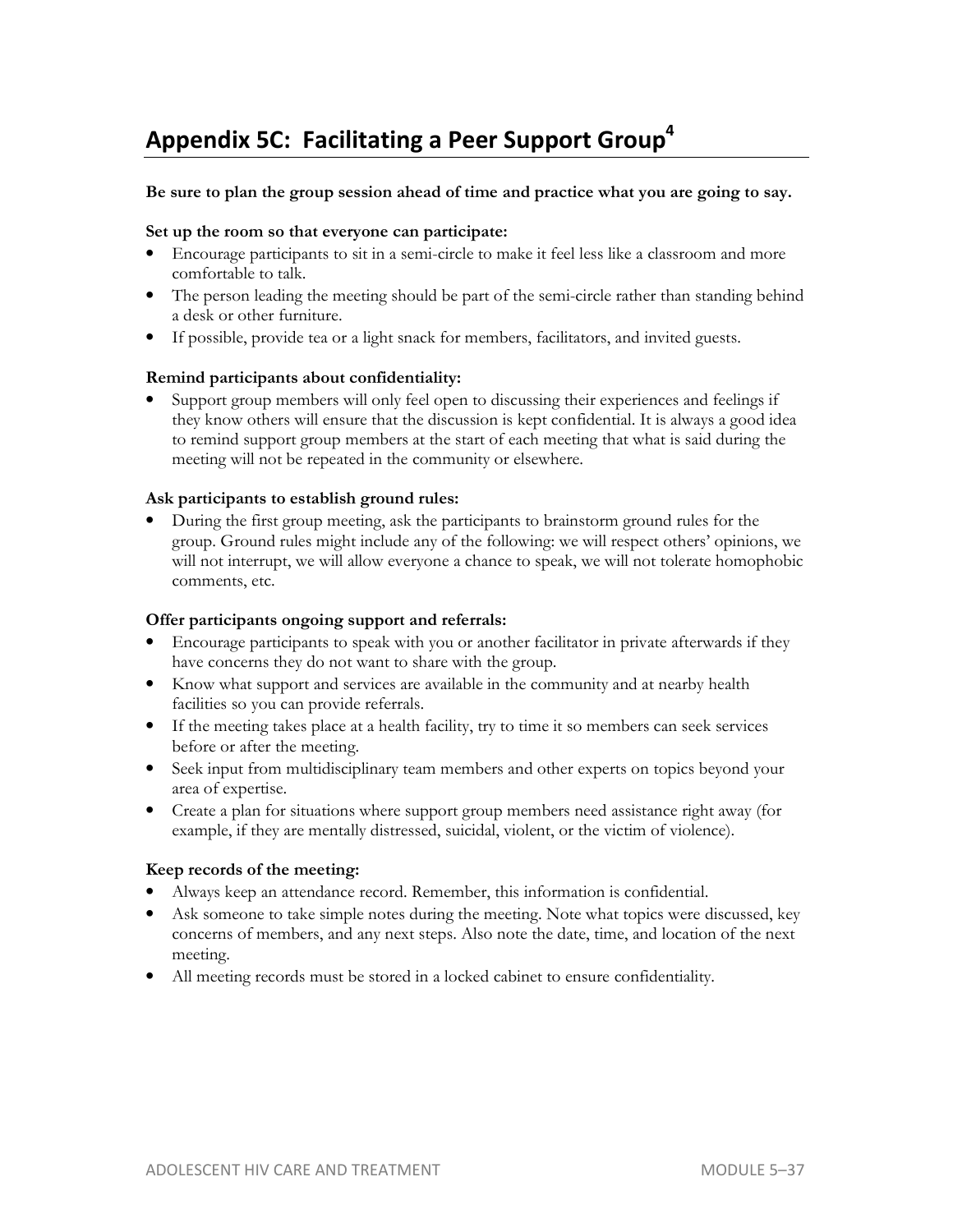## Appendix 5C: Facilitating a Peer Support Group[4]

**Be sure to plan the group session ahead of time and practice what you are going to say.**

**Set up the room so that everyone can participate:**

- Encourage participants to sit in a semi-circle to make it feel less like a classroom and more comfortable to talk.
- The person leading the meeting should be part of the semi-circle rather than standing behind a desk or other furniture.
- If possible, provide tea or a light snack for members, facilitators, and invited guests.

**Remind participants about confidentiality:**

- Support group members will only feel open to discussing their experiences and feelings if they know others will ensure that the discussion is kept confidential. It is always a good idea to remind support group members at the start of each meeting that what is said during the meeting will not be repeated in the community or elsewhere.

**Ask participants to establish ground rules:**

- During the first group meeting, ask the participants to brainstorm ground rules for the group. Ground rules might include any of the following: we will respect others' opinions, we will not interrupt, we will allow everyone a chance to speak, we will not tolerate homophobic comments, etc.

**Offer participants ongoing support and referrals:**

- Encourage participants to speak with you or another facilitator in private afterwards if they have concerns they do not want to share with the group.
- Know what support and services are available in the community and at nearby health facilities so you can provide referrals.
- If the meeting takes place at a health facility, try to time it so members can seek services before or after the meeting.
- Seek input from multidisciplinary team members and other experts on topics beyond your area of expertise.
- Create a plan for situations where support group members need assistance right away (for example, if they are mentally distressed, suicidal, violent, or the victim of violence).

**Keep records of the meeting:**

- Always keep an attendance record. Remember, this information is confidential.
- Ask someone to take simple notes during the meeting. Note what topics were discussed, key concerns of members, and any next steps. Also note the date, time, and location of the next meeting.
- All meeting records must be stored in a locked cabinet to ensure confidentiality.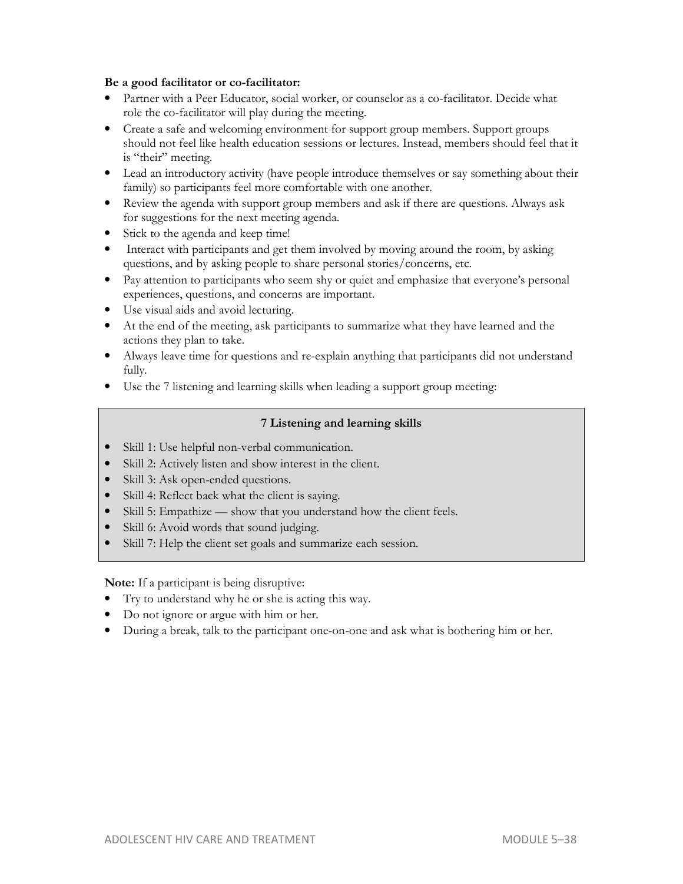**Be a good facilitator or co-facilitator:**

- Partner with a Peer Educator, social worker, or counselor as a co-facilitator. Decide what role the co-facilitator will play during the meeting.
- Create a safe and welcoming environment for support group members. Support groups should not feel like health education sessions or lectures. Instead, members should feel that it is "their" meeting.
- Lead an introductory activity (have people introduce themselves or say something about their family) so participants feel more comfortable with one another.
- Review the agenda with support group members and ask if there are questions. Always ask for suggestions for the next meeting agenda.
- Stick to the agenda and keep time!
- Interact with participants and get them involved by moving around the room, by asking questions, and by asking people to share personal stories/concerns, etc.
- Pay attention to participants who seem shy or quiet and emphasize that everyone's personal experiences, questions, and concerns are important.
- Use visual aids and avoid lecturing.
- At the end of the meeting, ask participants to summarize what they have learned and the actions they plan to take.
- Always leave time for questions and re-explain anything that participants did not understand fully.
- Use the 7 listening and learning skills when leading a support group meeting:

**7 Listening and learning skills**

- Skill 1: Use helpful non-verbal communication.
- Skill 2: Actively listen and show interest in the client.
- Skill 3: Ask open-ended questions.
- Skill 4: Reflect back what the client is saying.
- Skill 5: Empathize — show that you understand how the client feels.
- Skill 6: Avoid words that sound judging.
- Skill 7: Help the client set goals and summarize each session.

**Note:** If a participant is being disruptive:

- Try to understand why he or she is acting this way.
- Do not ignore or argue with him or her.
- During a break, talk to the participant one-on-one and ask what is bothering him or her.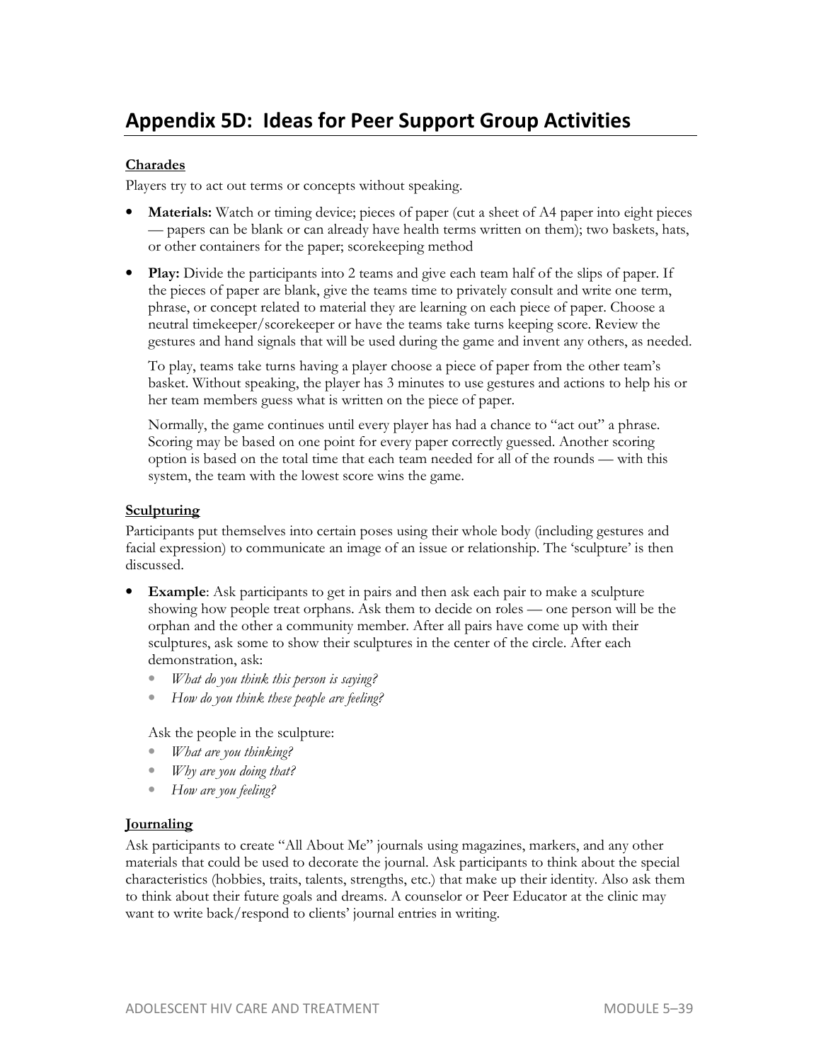## Appendix 5D: Ideas for Peer Support Group Activities

**Charades**

Players try to act out terms or concepts without speaking.

- **Materials:** Watch or timing device; pieces of paper (cut a sheet of A4 paper into eight pieces — papers can be blank or can already have health terms written on them); two baskets, hats, or other containers for the paper; scorekeeping method
- **Play:** Divide the participants into 2 teams and give each team half of the slips of paper. If the pieces of paper are blank, give the teams time to privately consult and write one term, phrase, or concept related to material they are learning on each piece of paper. Choose a neutral timekeeper/scorekeeper or have the teams take turns keeping score. Review the gestures and hand signals that will be used during the game and invent any others, as needed.

  To play, teams take turns having a player choose a piece of paper from the other team's basket. Without speaking, the player has 3 minutes to use gestures and actions to help his or her team members guess what is written on the piece of paper.

  Normally, the game continues until every player has had a chance to "act out" a phrase. Scoring may be based on one point for every paper correctly guessed. Another scoring option is based on the total time that each team needed for all of the rounds — with this system, the team with the lowest score wins the game.

**Sculpturing**

Participants put themselves into certain poses using their whole body (including gestures and facial expression) to communicate an image of an issue or relationship. The 'sculpture' is then discussed.

- **Example**: Ask participants to get in pairs and then ask each pair to make a sculpture showing how people treat orphans. Ask them to decide on roles — one person will be the orphan and the other a community member. After all pairs have come up with their sculptures, ask some to show their sculptures in the center of the circle. After each demonstration, ask:
  - *What do you think this person is saying?*
  - *How do you think these people are feeling?*

  Ask the people in the sculpture:
  - *What are you thinking?*
  - *Why are you doing that?*
  - *How are you feeling?*

**Journaling**

Ask participants to create "All About Me" journals using magazines, markers, and any other materials that could be used to decorate the journal. Ask participants to think about the special characteristics (hobbies, traits, talents, strengths, etc.) that make up their identity. Also ask them to think about their future goals and dreams. A counselor or Peer Educator at the clinic may want to write back/respond to clients' journal entries in writing.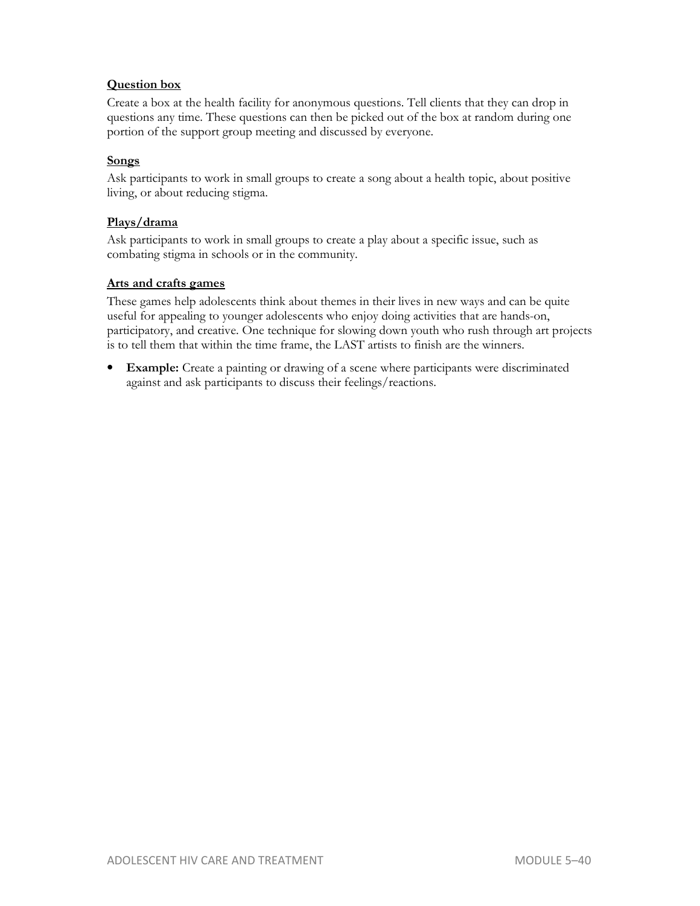**Question box**

Create a box at the health facility for anonymous questions. Tell clients that they can drop in questions any time. These questions can then be picked out of the box at random during one portion of the support group meeting and discussed by everyone.

**Songs**

Ask participants to work in small groups to create a song about a health topic, about positive living, or about reducing stigma.

**Plays/drama**

Ask participants to work in small groups to create a play about a specific issue, such as combating stigma in schools or in the community.

**Arts and crafts games**

These games help adolescents think about themes in their lives in new ways and can be quite useful for appealing to younger adolescents who enjoy doing activities that are hands-on, participatory, and creative. One technique for slowing down youth who rush through art projects is to tell them that within the time frame, the LAST artists to finish are the winners.

- **Example:** Create a painting or drawing of a scene where participants were discriminated against and ask participants to discuss their feelings/reactions.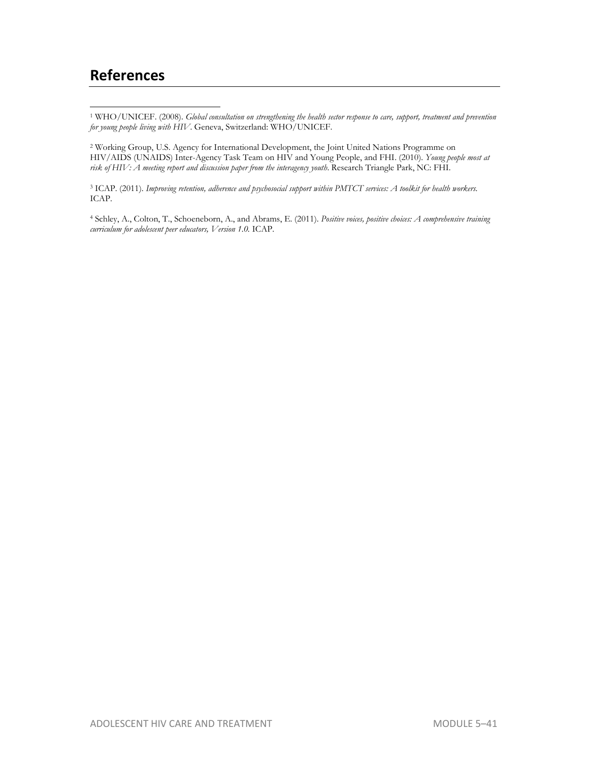# References

[1] WHO/UNICEF. (2008). *Global consultation on strengthening the health sector response to care, support, treatment and prevention for young people living with HIV*. Geneva, Switzerland: WHO/UNICEF.

[2] Working Group, U.S. Agency for International Development, the Joint United Nations Programme on HIV/AIDS (UNAIDS) Inter-Agency Task Team on HIV and Young People, and FHI. (2010). *Young people most at risk of HIV: A meeting report and discussion paper from the interagency youth*. Research Triangle Park, NC: FHI.

[3] ICAP. (2011). *Improving retention, adherence and psychosocial support within PMTCT services: A toolkit for health workers.* ICAP.

[4] Schley, A., Colton, T., Schoeneborn, A., and Abrams, E. (2011). *Positive voices, positive choices: A comprehensive training curriculum for adolescent peer educators, Version 1.0.* ICAP.